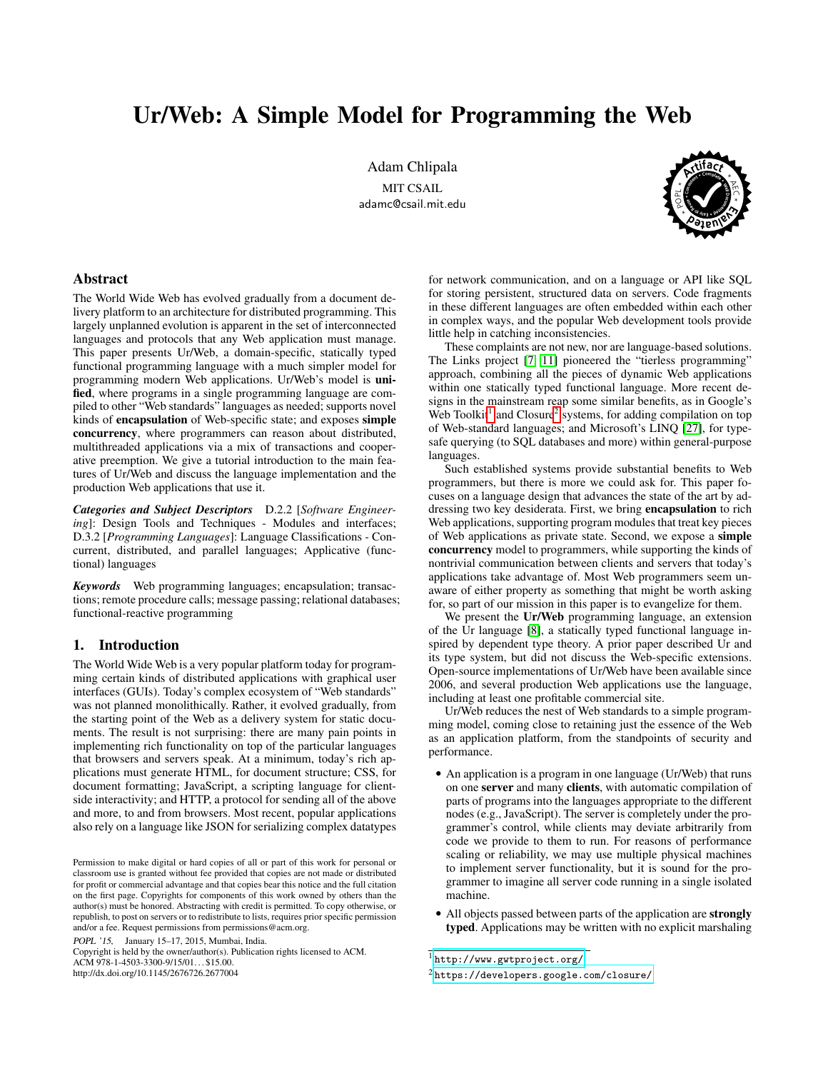# Ur/Web: A Simple Model for Programming the Web

Adam Chlipala

MIT CSAIL

adamc@csail.mit.edu

## Abstract

The World Wide Web has evolved gradually from a document delivery platform to an architecture for distributed programming. This largely unplanned evolution is apparent in the set of interconnected languages and protocols that any Web application must manage. This paper presents Ur/Web, a domain-specific, statically typed functional programming language with a much simpler model for programming modern Web applications. Ur/Web's model is **unified**, where programs in a single programming language are compiled to other "Web standards" languages as needed; supports novel kinds of **encapsulation** of Web-specific state; and exposes **simple concurrency**, where programmers can reason about distributed, multithreaded applications via a mix of transactions and cooperative preemption. We give a tutorial introduction to the main features of Ur/Web and discuss the language implementation and the production Web applications that use it.

***Categories and Subject Descriptors*** D.2.2 [*Software Engineering*]: Design Tools and Techniques - Modules and interfaces; D.3.2 [*Programming Languages*]: Language Classifications - Concurrent, distributed, and parallel languages; Applicative (functional) languages

***Keywords*** Web programming languages; encapsulation; transactions; remote procedure calls; message passing; relational databases; functional-reactive programming

## 1. Introduction

The World Wide Web is a very popular platform today for programming certain kinds of distributed applications with graphical user interfaces (GUIs). Today's complex ecosystem of "Web standards" was not planned monolithically. Rather, it evolved gradually, from the starting point of the Web as a delivery system for static documents. The result is not surprising: there are many pain points in implementing rich functionality on top of the particular languages that browsers and servers speak. At a minimum, today's rich applications must generate HTML, for document structure; CSS, for document formatting; JavaScript, a scripting language for client-side interactivity; and HTTP, a protocol for sending all of the above and more, to and from browsers. Most recent, popular applications also rely on a language like JSON for serializing complex datatypes for network communication, and on a language or API like SQL for storing persistent, structured data on servers. Code fragments in these different languages are often embedded within each other in complex ways, and the popular Web development tools provide little help in catching inconsistencies.

These complaints are not new, nor are language-based solutions. The Links project [7, 11] pioneered the "tierless programming" approach, combining all the pieces of dynamic Web applications within one statically typed functional language. More recent designs in the mainstream reap some similar benefits, as in Google's Web Toolkit[1] and Closure[2] systems, for adding compilation on top of Web-standard languages; and Microsoft's LINQ [27], for type-safe querying (to SQL databases and more) within general-purpose languages.

Such established systems provide substantial benefits to Web programmers, but there is more we could ask for. This paper focuses on a language design that advances the state of the art by addressing two key desiderata. First, we bring **encapsulation** to rich Web applications, supporting program modules that treat key pieces of Web applications as private state. Second, we expose a **simple concurrency** model to programmers, while supporting the kinds of nontrivial communication between clients and servers that today's applications take advantage of. Most Web programmers seem unaware of either property as something that might be worth asking for, so part of our mission in this paper is to evangelize for them.

We present the **Ur/Web** programming language, an extension of the Ur language [8], a statically typed functional language inspired by dependent type theory. A prior paper described Ur and its type system, but did not discuss the Web-specific extensions. Open-source implementations of Ur/Web have been available since 2006, and several production Web applications use the language, including at least one profitable commercial site.

Ur/Web reduces the nest of Web standards to a simple programming model, coming close to retaining just the essence of the Web as an application platform, from the standpoints of security and performance.

- An application is a program in one language (Ur/Web) that runs on one **server** and many **clients**, with automatic compilation of parts of programs into the languages appropriate to the different nodes (e.g., JavaScript). The server is completely under the programmer's control, while clients may deviate arbitrarily from code we provide to them to run. For reasons of performance scaling or reliability, we may use multiple physical machines to implement server functionality, but it is sound for the programmer to imagine all server code running in a single isolated machine.
- All objects passed between parts of the application are **strongly typed**. Applications may be written with no explicit marshaling

[1] http://www.gwtproject.org/

[2] https://developers.google.com/closure/

Permission to make digital or hard copies of all or part of this work for personal or classroom use is granted without fee provided that copies are not made or distributed for profit or commercial advantage and that copies bear this notice and the full citation on the first page. Copyrights for components of this work owned by others than the author(s) must be honored. Abstracting with credit is permitted. To copy otherwise, or republish, to post on servers or to redistribute to lists, requires prior specific permission and/or a fee. Request permissions from permissions@acm.org.

*POPL '15*, January 15–17, 2015, Mumbai, India.
Copyright is held by the owner/author(s). Publication rights licensed to ACM.
ACM 978-1-4503-3300-9/15/01…$15.00.
http://dx.doi.org/10.1145/2676726.2677004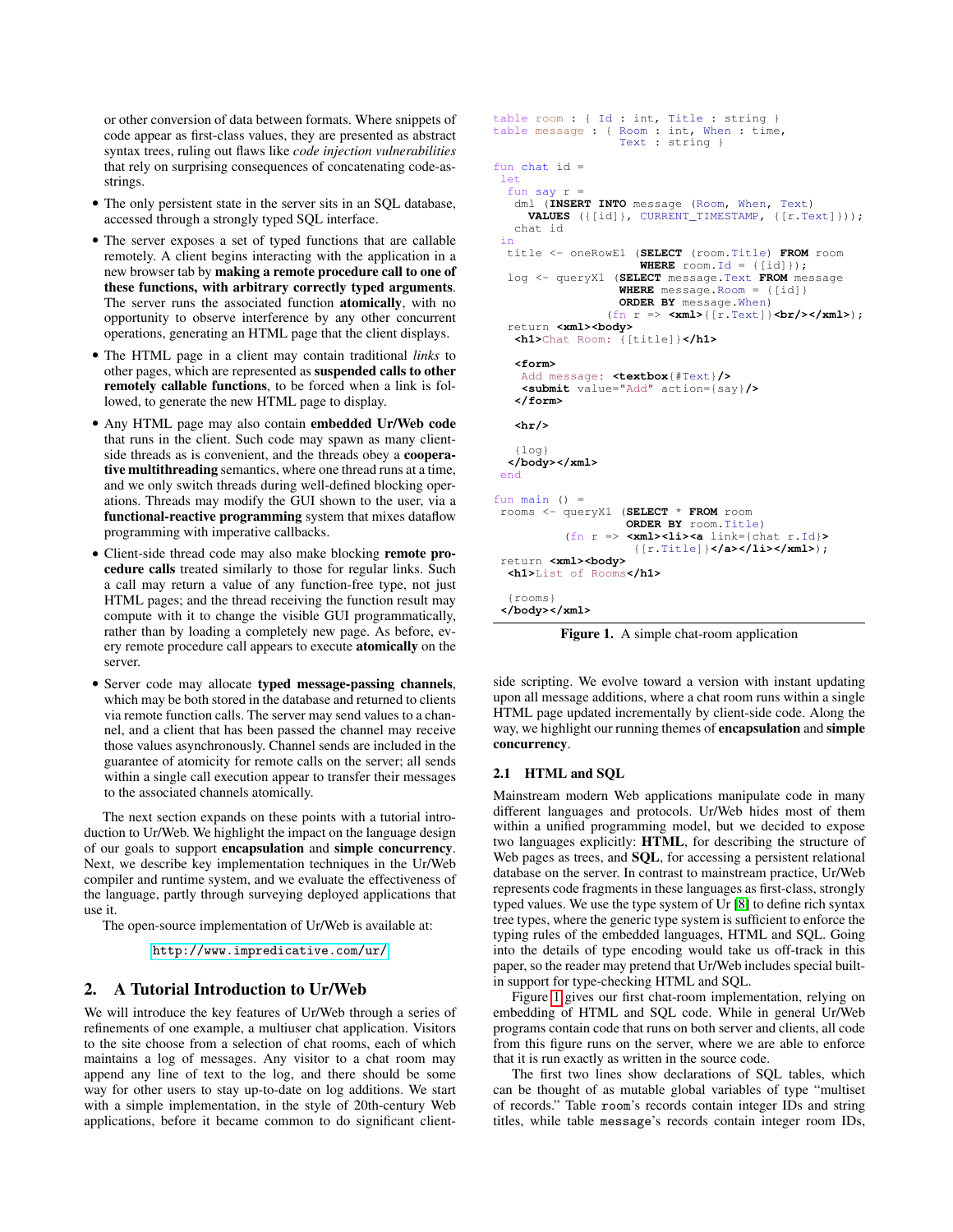or other conversion of data between formats. Where snippets of code appear as first-class values, they are presented as abstract syntax trees, ruling out flaws like *code injection vulnerabilities* that rely on surprising consequences of concatenating code-as-strings.

- The only persistent state in the server sits in an SQL database, accessed through a strongly typed SQL interface.
- The server exposes a set of typed functions that are callable remotely. A client begins interacting with the application in a new browser tab by **making a remote procedure call to one of these functions, with arbitrary correctly typed arguments**. The server runs the associated function **atomically**, with no opportunity to observe interference by any other concurrent operations, generating an HTML page that the client displays.
- The HTML page in a client may contain traditional *links* to other pages, which are represented as **suspended calls to other remotely callable functions**, to be forced when a link is followed, to generate the new HTML page to display.
- Any HTML page may also contain **embedded Ur/Web code** that runs in the client. Such code may spawn as many client-side threads as is convenient, and the threads obey a **cooperative multithreading** semantics, where one thread runs at a time, and we only switch threads during well-defined blocking operations. Threads may modify the GUI shown to the user, via a **functional-reactive programming** system that mixes dataflow programming with imperative callbacks.
- Client-side thread code may also make blocking **remote procedure calls** treated similarly to those for regular links. Such a call may return a value of any function-free type, not just HTML pages; and the thread receiving the function result may compute with it to change the visible GUI programmatically, rather than by loading a completely new page. As before, every remote procedure call appears to execute **atomically** on the server.
- Server code may allocate **typed message-passing channels**, which may be both stored in the database and returned to clients via remote function calls. The server may send values to a channel, and a client that has been passed the channel may receive those values asynchronously. Channel sends are included in the guarantee of atomicity for remote calls on the server; all sends within a single call execution appear to transfer their messages to the associated channels atomically.

The next section expands on these points with a tutorial introduction to Ur/Web. We highlight the impact on the language design of our goals to support **encapsulation** and **simple concurrency**. Next, we describe key implementation techniques in the Ur/Web compiler and runtime system, and we evaluate the effectiveness of the language, partly through surveying deployed applications that use it.

The open-source implementation of Ur/Web is available at:

http://www.impredicative.com/ur/

## 2. A Tutorial Introduction to Ur/Web

We will introduce the key features of Ur/Web through a series of refinements of one example, a multiuser chat application. Visitors to the site choose from a selection of chat rooms, each of which maintains a log of messages. Any visitor to a chat room may append any line of text to the log, and there should be some way for other users to stay up-to-date on log additions. We start with a simple implementation, in the style of 20th-century Web applications, before it became common to do significant client-side scripting. We evolve toward a version with instant updating upon all message additions, where a chat room runs within a single HTML page updated incrementally by client-side code. Along the way, we highlight our running themes of **encapsulation** and **simple concurrency**.

```
table room : { Id : int, Title : string }
table message : { Room : int, When : time,
                  Text : string }

fun chat id =
 let
  fun say r =
   dml (INSERT INTO message (Room, When, Text)
     VALUES ({[id]}, CURRENT_TIMESTAMP, {[r.Text]}));
   chat id
 in
  title <- oneRowE1 (SELECT (room.Title) FROM room
                     WHERE room.Id = {[id]});
  log <- queryX1 (SELECT message.Text FROM message
                  WHERE message.Room = {[id]}
                  ORDER BY message.When)
                 (fn r => <xml>{[r.Text]}<br/></xml>);
  return <xml><body>
   <h1>Chat Room: {[title]}</h1>

   <form>
    Add message: <textbox{#Text}/>
    <submit value="Add" action={say}/>
   </form>

   <hr/>

   {log}
  </body></xml>
 end

fun main () =
 rooms <- queryX1 (SELECT * FROM room
                   ORDER BY room.Title)
          (fn r => <xml><li><a link={chat r.Id}>
                    {[r.Title]}</a></li></xml>);
 return <xml><body>
  <h1>List of Rooms</h1>

  {rooms}
 </body></xml>
```

**Figure 1.** A simple chat-room application

### 2.1 HTML and SQL

Mainstream modern Web applications manipulate code in many different languages and protocols. Ur/Web hides most of them within a unified programming model, but we decided to expose two languages explicitly: **HTML**, for describing the structure of Web pages as trees, and **SQL**, for accessing a persistent relational database on the server. In contrast to mainstream practice, Ur/Web represents code fragments in these languages as first-class, strongly typed values. We use the type system of Ur [8] to define rich syntax tree types, where the generic type system is sufficient to enforce the typing rules of the embedded languages, HTML and SQL. Going into the details of type encoding would take us off-track in this paper, so the reader may pretend that Ur/Web includes special built-in support for type-checking HTML and SQL.

Figure 1 gives our first chat-room implementation, relying on embedding of HTML and SQL code. While in general Ur/Web programs contain code that runs on both server and clients, all code from this figure runs on the server, where we are able to enforce that it is run exactly as written in the source code.

The first two lines show declarations of SQL tables, which can be thought of as mutable global variables of type "multiset of records." Table `room`'s records contain integer IDs and string titles, while table `message`'s records contain integer room IDs,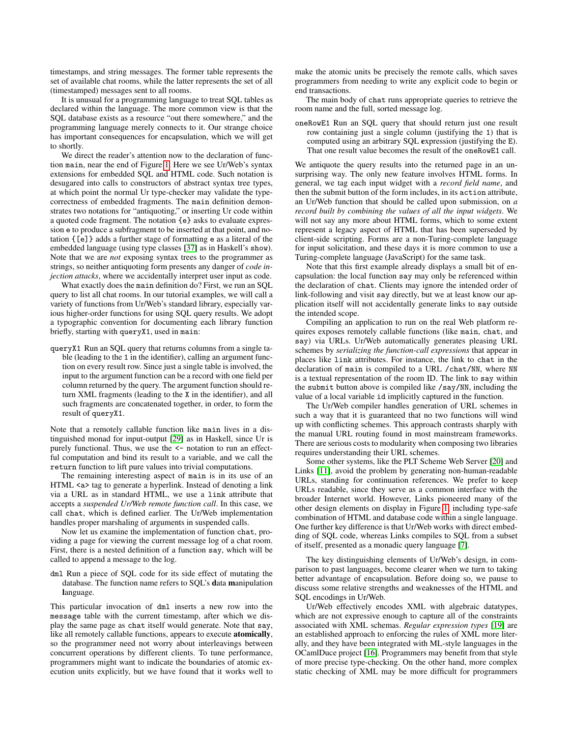timestamps, and string messages. The former table represents the set of available chat rooms, while the latter represents the set of all (timestamped) messages sent to all rooms.

It is unusual for a programming language to treat SQL tables as declared within the language. The more common view is that the SQL database exists as a resource "out there somewhere," and the programming language merely connects to it. Our strange choice has important consequences for encapsulation, which we will get to shortly.

We direct the reader's attention now to the declaration of function `main`, near the end of Figure 1. Here we see Ur/Web's syntax extensions for embedded SQL and HTML code. Such notation is desugared into calls to constructors of abstract syntax tree types, at which point the normal Ur type-checker may validate the type-correctness of embedded fragments. The `main` definition demonstrates two notations for "antiquoting," or inserting Ur code within a quoted code fragment. The notation `{e}` asks to evaluate expression `e` to produce a subfragment to be inserted at that point, and notation `{[e]}` adds a further stage of formatting `e` as a literal of the embedded language (using type classes [37] as in Haskell's `show`). Note that we are *not* exposing syntax trees to the programmer as strings, so neither antiquoting form presents any danger of *code injection attacks*, where we accidentally interpret user input as code.

What exactly does the `main` definition do? First, we run an SQL query to list all chat rooms. In our tutorial examples, we will call a variety of functions from Ur/Web's standard library, especially various higher-order functions for using SQL query results. We adopt a typographic convention for documenting each library function briefly, starting with `queryX1`, used in `main`:

`queryX1` Run an SQL query that returns columns from a single table (leading to the `1` in the identifier), calling an argument function on every result row. Since just a single table is involved, the input to the argument function can be a record with one field per column returned by the query. The argument function should return XML fragments (leading to the `X` in the identifier), and all such fragments are concatenated together, in order, to form the result of `queryX1`.

Note that a remotely callable function like `main` lives in a distinguished monad for input-output [29] as in Haskell, since Ur is purely functional. Thus, we use the `<-` notation to run an effectful computation and bind its result to a variable, and we call the `return` function to lift pure values into trivial computations.

The remaining interesting aspect of `main` is in its use of an HTML `<a>` tag to generate a hyperlink. Instead of denoting a link via a URL as in standard HTML, we use a `link` attribute that accepts a *suspended Ur/Web remote function call*. In this case, we call `chat`, which is defined earlier. The Ur/Web implementation handles proper marshaling of arguments in suspended calls.

Now let us examine the implementation of function `chat`, providing a page for viewing the current message log of a chat room. First, there is a nested definition of a function `say`, which will be called to append a message to the log.

`dml` Run a piece of SQL code for its side effect of mutating the database. The function name refers to SQL's **d**ata **m**anipulation **l**anguage.

This particular invocation of `dml` inserts a new row into the `message` table with the current timestamp, after which we display the same page as `chat` itself would generate. Note that `say`, like all remotely callable functions, appears to execute **atomically**, so the programmer need not worry about interleavings between concurrent operations by different clients. To tune performance, programmers might want to indicate the boundaries of atomic execution units explicitly, but we have found that it works well to make the atomic units be precisely the remote calls, which saves programmers from needing to write any explicit code to begin or end transactions.

The main body of `chat` runs appropriate queries to retrieve the room name and the full, sorted message log.

`oneRowE1` Run an SQL query that should return just one result row containing just a single column (justifying the `1`) that is computed using an arbitrary SQL **e**xpression (justifying the `E`). That one result value becomes the result of the `oneRowE1` call.

We antiquote the query results into the returned page in an unsurprising way. The only new feature involves HTML forms. In general, we tag each input widget with a *record field name*, and then the submit button of the form includes, in its `action` attribute, an Ur/Web function that should be called upon submission, on *a record built by combining the values of all the input widgets*. We will not say any more about HTML forms, which to some extent represent a legacy aspect of HTML that has been superseded by client-side scripting. Forms are a non-Turing-complete language for input solicitation, and these days it is more common to use a Turing-complete language (JavaScript) for the same task.

Note that this first example already displays a small bit of encapsulation: the local function `say` may only be referenced within the declaration of `chat`. Clients may ignore the intended order of link-following and visit `say` directly, but we at least know our application itself will not accidentally generate links to `say` outside the intended scope.

Compiling an application to run on the real Web platform requires exposes remotely callable functions (like `main`, `chat`, and `say`) via URLs. Ur/Web automatically generates pleasing URL schemes by *serializing the function-call expressions* that appear in places like `link` attributes. For instance, the link to `chat` in the declaration of `main` is compiled to a URL `/chat/NN`, where `NN` is a textual representation of the room ID. The link to `say` within the `submit` button above is compiled like `/say/NN`, including the value of a local variable `id` implicitly captured in the function.

The Ur/Web compiler handles generation of URL schemes in such a way that it is guaranteed that no two functions will wind up with conflicting schemes. This approach contrasts sharply with the manual URL routing found in most mainstream frameworks. There are serious costs to modularity when composing two libraries requires understanding their URL schemes.

Some other systems, like the PLT Scheme Web Server [20] and Links [11], avoid the problem by generating non-human-readable URLs, standing for continuation references. We prefer to keep URLs readable, since they serve as a common interface with the broader Internet world. However, Links pioneered many of the other design elements on display in Figure 1, including type-safe combination of HTML and database code within a single language. One further key difference is that Ur/Web works with direct embedding of SQL code, whereas Links compiles to SQL from a subset of itself, presented as a monadic query language [7].

The key distinguishing elements of Ur/Web's design, in comparison to past languages, become clearer when we turn to taking better advantage of encapsulation. Before doing so, we pause to discuss some relative strengths and weaknesses of the HTML and SQL encodings in Ur/Web.

Ur/Web effectively encodes XML with algebraic datatypes, which are not expressive enough to capture all of the constraints associated with XML schemas. *Regular expression types* [19] are an established approach to enforcing the rules of XML more literally, and they have been integrated with ML-style languages in the OCamlDuce project [16]. Programmers may benefit from that style of more precise type-checking. On the other hand, more complex static checking of XML may be more difficult for programmers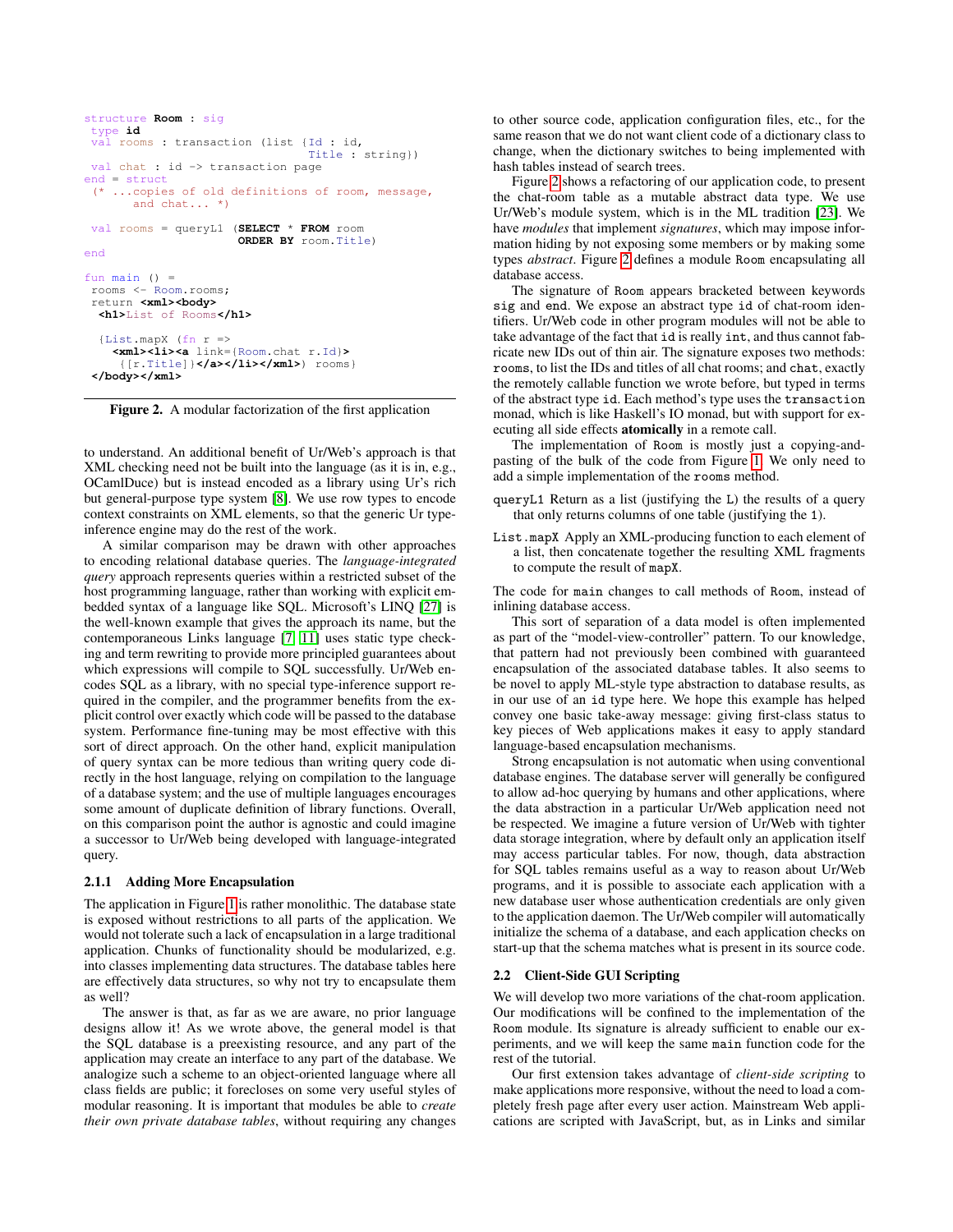```
structure Room : sig
 type id
 val rooms : transaction (list {Id : id,
                                Title : string})
 val chat : id -> transaction page
end = struct
 (* ...copies of old definitions of room, message,
     and chat... *)

 val rooms = queryL1 (SELECT * FROM room
                      ORDER BY room.Title)
end

fun main () =
 rooms <- Room.rooms;
 return <xml><body>
  <h1>List of Rooms</h1>

  {List.mapX (fn r =>
    <xml><li><a link={Room.chat r.Id}>
     {[r.Title]}</a></li></xml>) rooms}
 </body></xml>
```

**Figure 2.** A modular factorization of the first application

to understand. An additional benefit of Ur/Web's approach is that XML checking need not be built into the language (as it is in, e.g., OCamlDuce) but is instead encoded as a library using Ur's rich but general-purpose type system [8]. We use row types to encode context constraints on XML elements, so that the generic Ur type-inference engine may do the rest of the work.

A similar comparison may be drawn with other approaches to encoding relational database queries. The *language-integrated query* approach represents queries within a restricted subset of the host programming language, rather than working with explicit embedded syntax of a language like SQL. Microsoft's LINQ [27] is the well-known example that gives the approach its name, but the contemporaneous Links language [7, 11] uses static type checking and term rewriting to provide more principled guarantees about which expressions will compile to SQL successfully. Ur/Web encodes SQL as a library, with no special type-inference support required in the compiler, and the programmer benefits from the explicit control over exactly which code will be passed to the database system. Performance fine-tuning may be most effective with this sort of direct approach. On the other hand, explicit manipulation of query syntax can be more tedious than writing query code directly in the host language, relying on compilation to the language of a database system; and the use of multiple languages encourages some amount of duplicate definition of library functions. Overall, on this comparison point the author is agnostic and could imagine a successor to Ur/Web being developed with language-integrated query.

### 2.1.1 Adding More Encapsulation

The application in Figure 1 is rather monolithic. The database state is exposed without restrictions to all parts of the application. We would not tolerate such a lack of encapsulation in a large traditional application. Chunks of functionality should be modularized, e.g. into classes implementing data structures. The database tables here are effectively data structures, so why not try to encapsulate them as well?

The answer is that, as far as we are aware, no prior language designs allow it! As we wrote above, the general model is that the SQL database is a preexisting resource, and any part of the application may create an interface to any part of the database. We analogize such a scheme to an object-oriented language where all class fields are public; it forecloses on some very useful styles of modular reasoning. It is important that modules be able to *create their own private database tables*, without requiring any changes to other source code, application configuration files, etc., for the same reason that we do not want client code of a dictionary class to change, when the dictionary switches to being implemented with hash tables instead of search trees.

Figure 2 shows a refactoring of our application code, to present the chat-room table as a mutable abstract data type. We use Ur/Web's module system, which is in the ML tradition [23]. We have *modules* that implement *signatures*, which may impose information hiding by not exposing some members or by making some types *abstract*. Figure 2 defines a module `Room` encapsulating all database access.

The signature of `Room` appears bracketed between keywords `sig` and `end`. We expose an abstract type `id` of chat-room identifiers. Ur/Web code in other program modules will not be able to take advantage of the fact that `id` is really `int`, and thus cannot fabricate new IDs out of thin air. The signature exposes two methods: `rooms`, to list the IDs and titles of all chat rooms; and `chat`, exactly the remotely callable function we wrote before, but typed in terms of the abstract type `id`. Each method's type uses the `transaction` monad, which is like Haskell's IO monad, but with support for executing all side effects **atomically** in a remote call.

The implementation of `Room` is mostly just a copying-and-pasting of the bulk of the code from Figure 1. We only need to add a simple implementation of the `rooms` method.

`queryL1` Return as a list (justifying the `L`) the results of a query that only returns columns of one table (justifying the `1`).

`List.mapX` Apply an XML-producing function to each element of a list, then concatenate together the resulting XML fragments to compute the result of `mapX`.

The code for `main` changes to call methods of `Room`, instead of inlining database access.

This sort of separation of a data model is often implemented as part of the "model-view-controller" pattern. To our knowledge, that pattern had not previously been combined with guaranteed encapsulation of the associated database tables. It also seems to be novel to apply ML-style type abstraction to database results, as in our use of an `id` type here. We hope this example has helped convey one basic take-away message: giving first-class status to key pieces of Web applications makes it easy to apply standard language-based encapsulation mechanisms.

Strong encapsulation is not automatic when using conventional database engines. The database server will generally be configured to allow ad-hoc querying by humans and other applications, where the data abstraction in a particular Ur/Web application need not be respected. We imagine a future version of Ur/Web with tighter data storage integration, where by default only an application itself may access particular tables. For now, though, data abstraction for SQL tables remains useful as a way to reason about Ur/Web programs, and it is possible to associate each application with a new database user whose authentication credentials are only given to the application daemon. The Ur/Web compiler will automatically initialize the schema of a database, and each application checks on start-up that the schema matches what is present in its source code.

## 2.2 Client-Side GUI Scripting

We will develop two more variations of the chat-room application. Our modifications will be confined to the implementation of the `Room` module. Its signature is already sufficient to enable our experiments, and we will keep the same `main` function code for the rest of the tutorial.

Our first extension takes advantage of *client-side scripting* to make applications more responsive, without the need to load a completely fresh page after every user action. Mainstream Web applications are scripted with JavaScript, but, as in Links and similar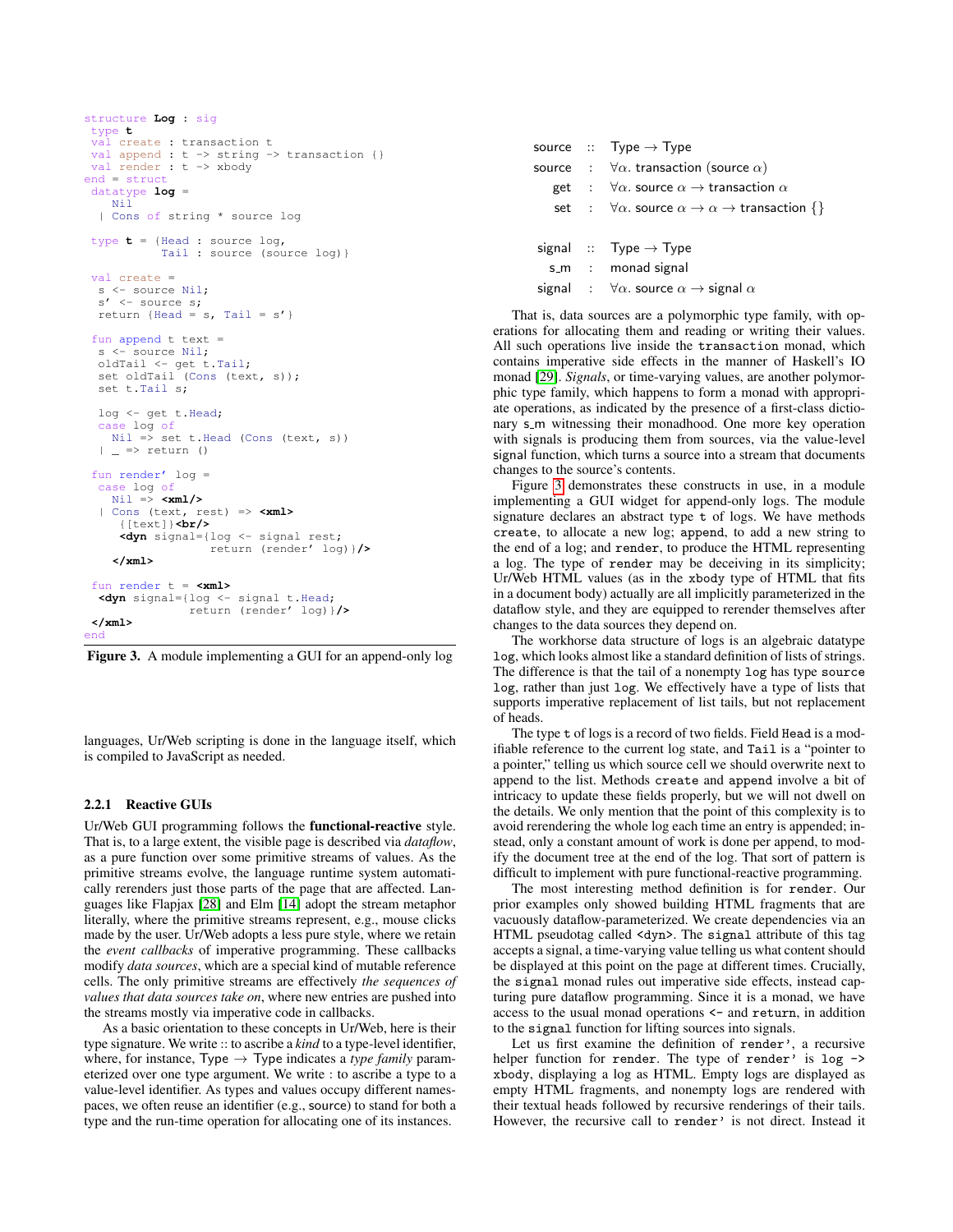```
structure Log : sig
 type t
 val create : transaction t
 val append : t -> string -> transaction {}
 val render : t -> xbody
end = struct
 datatype log =
    Nil
  | Cons of string * source log

 type t = {Head : source log,
           Tail : source (source log)}

 val create =
  s <- source Nil;
  s' <- source s;
  return {Head = s, Tail = s'}

 fun append t text =
  s <- source Nil;
  oldTail <- get t.Tail;
  set oldTail (Cons (text, s));
  set t.Tail s;

  log <- get t.Head;
  case log of
    Nil => set t.Head (Cons (text, s))
  | _ => return ()

 fun render' log =
  case log of
    Nil => <xml/>
  | Cons (text, rest) => <xml>
     {[text]}<br/>
     <dyn signal={log <- signal rest;
                  return (render' log)}/>
    </xml>

 fun render t = <xml>
  <dyn signal={log <- signal t.Head;
               return (render' log)}/>
 </xml>
end
```

**Figure 3.** A module implementing a GUI for an append-only log

languages, Ur/Web scripting is done in the language itself, which is compiled to JavaScript as needed.

#### 2.2.1 Reactive GUIs

Ur/Web GUI programming follows the **functional-reactive** style. That is, to a large extent, the visible page is described via *dataflow*, as a pure function over some primitive streams of values. As the primitive streams evolve, the language runtime system automatically rerenders just those parts of the page that are affected. Languages like Flapjax [28] and Elm [14] adopt the stream metaphor literally, where the primitive streams represent, e.g., mouse clicks made by the user. Ur/Web adopts a less pure style, where we retain the *event callbacks* of imperative programming. These callbacks modify *data sources*, which are a special kind of mutable reference cells. The only primitive streams are effectively *the sequences of values that data sources take on*, where new entries are pushed into the streams mostly via imperative code in callbacks.

As a basic orientation to these concepts in Ur/Web, here is their type signature. We write :: to ascribe a *kind* to a type-level identifier, where, for instance, Type → Type indicates a *type family* parameterized over one type argument. We write : to ascribe a type to a value-level identifier. As types and values occupy different namespaces, we often reuse an identifier (e.g., source) to stand for both a type and the run-time operation for allocating one of its instances.

$$
\begin{array}{rcl}
\mathsf{source} & :: & \mathsf{Type} \to \mathsf{Type} \\
\mathsf{source} & : & \forall \alpha.\ \mathsf{transaction}\ (\mathsf{source}\ \alpha) \\
\mathsf{get} & : & \forall \alpha.\ \mathsf{source}\ \alpha \to \mathsf{transaction}\ \alpha \\
\mathsf{set} & : & \forall \alpha.\ \mathsf{source}\ \alpha \to \alpha \to \mathsf{transaction}\ \{\} \\
\\
\mathsf{signal} & :: & \mathsf{Type} \to \mathsf{Type} \\
\mathsf{s\_m} & : & \mathsf{monad\ signal} \\
\mathsf{signal} & : & \forall \alpha.\ \mathsf{source}\ \alpha \to \mathsf{signal}\ \alpha
\end{array}
$$

That is, data sources are a polymorphic type family, with operations for allocating them and reading or writing their values. All such operations live inside the `transaction` monad, which contains imperative side effects in the manner of Haskell's IO monad [29]. *Signals*, or time-varying values, are another polymorphic type family, which happens to form a monad with appropriate operations, as indicated by the presence of a first-class dictionary s_m witnessing their monadhood. One more key operation with signals is producing them from sources, via the value-level signal function, which turns a source into a stream that documents changes to the source's contents.

Figure 3 demonstrates these constructs in use, in a module implementing a GUI widget for append-only logs. The module signature declares an abstract type `t` of logs. We have methods `create`, to allocate a new log; `append`, to add a new string to the end of a log; and `render`, to produce the HTML representing a log. The type of `render` may be deceiving in its simplicity; Ur/Web HTML values (as in the `xbody` type of HTML that fits in a document body) actually are all implicitly parameterized in the dataflow style, and they are equipped to rerender themselves after changes to the data sources they depend on.

The workhorse data structure of logs is an algebraic datatype `log`, which looks almost like a standard definition of lists of strings. The difference is that the tail of a nonempty `log` has type `source log`, rather than just `log`. We effectively have a type of lists that supports imperative replacement of list tails, but not replacement of heads.

The type `t` of logs is a record of two fields. Field `Head` is a modifiable reference to the current log state, and `Tail` is a "pointer to a pointer," telling us which source cell we should overwrite next to append to the list. Methods `create` and `append` involve a bit of intricacy to update these fields properly, but we will not dwell on the details. We only mention that the point of this complexity is to avoid rerendering the whole log each time an entry is appended; instead, only a constant amount of work is done per append, to modify the document tree at the end of the log. That sort of pattern is difficult to implement with pure functional-reactive programming.

The most interesting method definition is for `render`. Our prior examples only showed building HTML fragments that are vacuously dataflow-parameterized. We create dependencies via an HTML pseudotag called `<dyn>`. The `signal` attribute of this tag accepts a signal, a time-varying value telling us what content should be displayed at this point on the page at different times. Crucially, the `signal` monad rules out imperative side effects, instead capturing pure dataflow programming. Since it is a monad, we have access to the usual monad operations `<-` and `return`, in addition to the `signal` function for lifting sources into signals.

Let us first examine the definition of `render'`, a recursive helper function for `render`. The type of `render'` is `log -> xbody`, displaying a log as HTML. Empty logs are displayed as empty HTML fragments, and nonempty logs are rendered with their textual heads followed by recursive renderings of their tails. However, the recursive call to `render'` is not direct. Instead it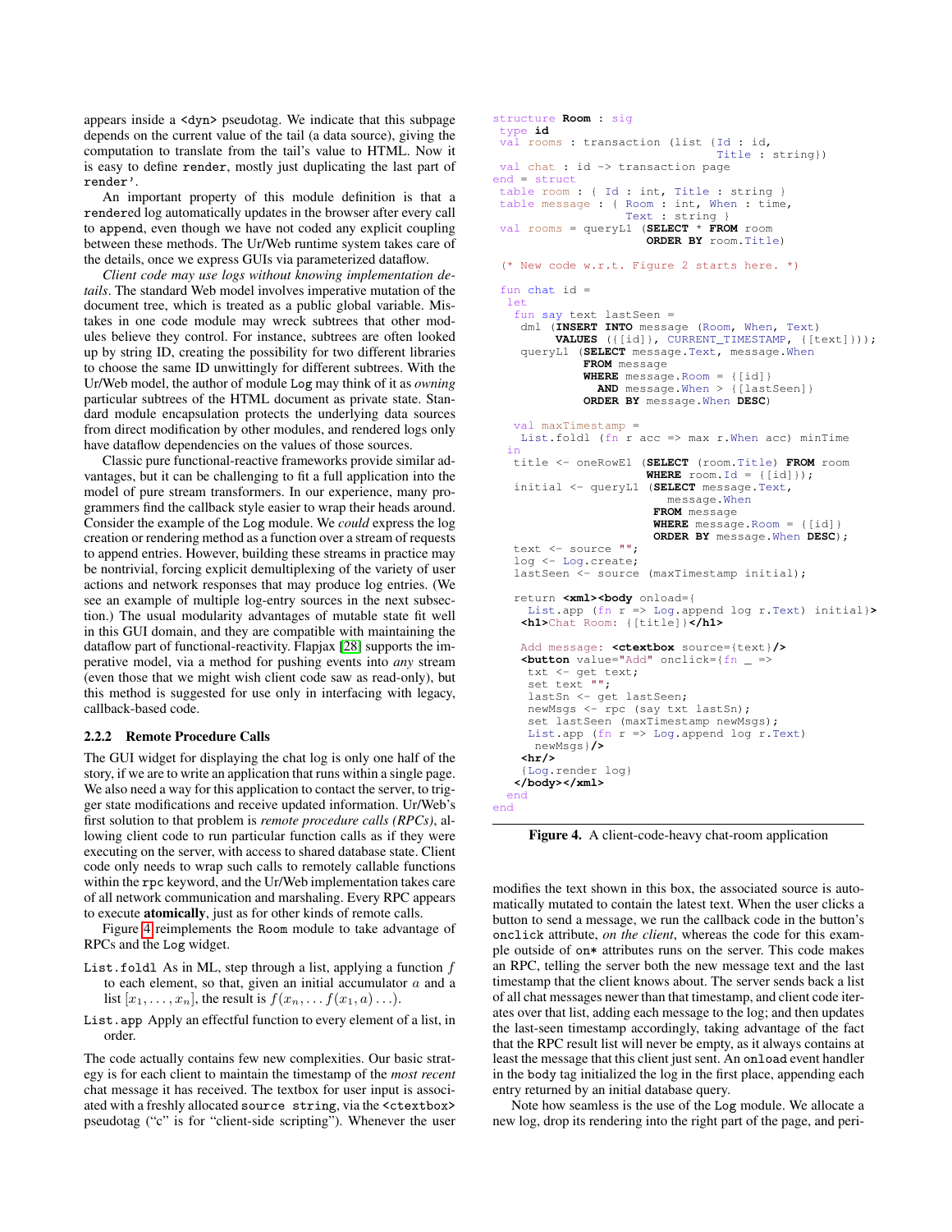appears inside a `<dyn>` pseudotag. We indicate that this subpage depends on the current value of the tail (a data source), giving the computation to translate from the tail's value to HTML. Now it is easy to define `render`, mostly just duplicating the last part of `render'`.

An important property of this module definition is that a `render`ed log automatically updates in the browser after every call to `append`, even though we have not coded any explicit coupling between these methods. The Ur/Web runtime system takes care of the details, once we express GUIs via parameterized dataflow.

*Client code may use logs without knowing implementation details*. The standard Web model involves imperative mutation of the document tree, which is treated as a public global variable. Mistakes in one code module may wreck subtrees that other modules believe they control. For instance, subtrees are often looked up by string ID, creating the possibility for two different libraries to choose the same ID unwittingly for different subtrees. With the Ur/Web model, the author of module Log may think of it as *owning* particular subtrees of the HTML document as private state. Standard module encapsulation protects the underlying data sources from direct modification by other modules, and rendered logs only have dataflow dependencies on the values of those sources.

Classic pure functional-reactive frameworks provide similar advantages, but it can be challenging to fit a full application into the model of pure stream transformers. In our experience, many programmers find the callback style easier to wrap their heads around. Consider the example of the Log module. We *could* express the log creation or rendering method as a function over a stream of requests to append entries. However, building these streams in practice may be nontrivial, forcing explicit demultiplexing of the variety of user actions and network responses that may produce log entries. (We see an example of multiple log-entry sources in the next subsection.) The usual modularity advantages of mutable state fit well in this GUI domain, and they are compatible with maintaining the dataflow part of functional-reactivity. Flapjax [28] supports the imperative model, via a method for pushing events into *any* stream (even those that we might wish client code saw as read-only), but this method is suggested for use only in interfacing with legacy, callback-based code.

### 2.2.2 Remote Procedure Calls

The GUI widget for displaying the chat log is only one half of the story, if we are to write an application that runs within a single page. We also need a way for this application to contact the server, to trigger state modifications and receive updated information. Ur/Web's first solution to that problem is *remote procedure calls (RPCs)*, allowing client code to run particular function calls as if they were executing on the server, with access to shared database state. Client code only needs to wrap such calls to remotely callable functions within the `rpc` keyword, and the Ur/Web implementation takes care of all network communication and marshaling. Every RPC appears to execute **atomically**, just as for other kinds of remote calls.

Figure 4 reimplements the `Room` module to take advantage of RPCs and the `Log` widget.

`List.foldl` As in ML, step through a list, applying a function $f$ to each element, so that, given an initial accumulator $a$ and a list $[x_1, \ldots, x_n]$, the result is $f(x_n, \ldots f(x_1, a) \ldots)$.

`List.app` Apply an effectful function to every element of a list, in order.

The code actually contains few new complexities. Our basic strategy is for each client to maintain the timestamp of the *most recent* chat message it has received. The textbox for user input is associated with a freshly allocated `source string`, via the `<ctextbox>` pseudotag ("c" is for "client-side scripting"). Whenever the user

```
structure Room : sig
 type id
 val rooms : transaction (list {Id : id,
                                Title : string})
 val chat : id -> transaction page
end = struct
 table room : { Id : int, Title : string }
 table message : { Room : int, When : time,
                   Text : string }
 val rooms = queryL1 (SELECT * FROM room
                      ORDER BY room.Title)

 (* New code w.r.t. Figure 2 starts here. *)

 fun chat id =
  let
   fun say text lastSeen =
    dml (INSERT INTO message (Room, When, Text)
         VALUES ({[id]}, CURRENT_TIMESTAMP, {[text]}));
    queryL1 (SELECT message.Text, message.When
             FROM message
             WHERE message.Room = {[id]}
               AND message.When > {[lastSeen]}
             ORDER BY message.When DESC)

   val maxTimestamp =
    List.foldl (fn r acc => max r.When acc) minTime
  in
   title <- oneRowE1 (SELECT (room.Title) FROM room
                      WHERE room.Id = {[id]});
   initial <- queryL1 (SELECT message.Text,
                        message.When
                       FROM message
                       WHERE message.Room = {[id]}
                       ORDER BY message.When DESC);
   text <- source "";
   log <- Log.create;
   lastSeen <- source (maxTimestamp initial);

   return <xml><body onload={
     List.app (fn r => Log.append log r.Text) initial}>
    <h1>Chat Room: {[title]}</h1>

    Add message: <ctextbox source={text}/>
    <button value="Add" onclick={fn _ =>
     txt <- get text;
     set text "";
     lastSn <- get lastSeen;
     newMsgs <- rpc (say txt lastSn);
     set lastSeen (maxTimestamp newMsgs);
     List.app (fn r => Log.append log r.Text)
      newMsgs}/>
    <hr/>
    {Log.render log}
   </body></xml>
  end
end
```

**Figure 4.** A client-code-heavy chat-room application

modifies the text shown in this box, the associated source is automatically mutated to contain the latest text. When the user clicks a button to send a message, we run the callback code in the button's `onclick` attribute, *on the client*, whereas the code for this example outside of `on*` attributes runs on the server. This code makes an RPC, telling the server both the new message text and the last timestamp that the client knows about. The server sends back a list of all chat messages newer than that timestamp, and client code iterates over that list, adding each message to the log; and then updates the last-seen timestamp accordingly, taking advantage of the fact that the RPC result list will never be empty, as it always contains at least the message that this client just sent. An `onload` event handler in the `body` tag initialized the log in the first place, appending each entry returned by an initial database query.

Note how seamless is the use of the `Log` module. We allocate a new log, drop its rendering into the right part of the page, and peri-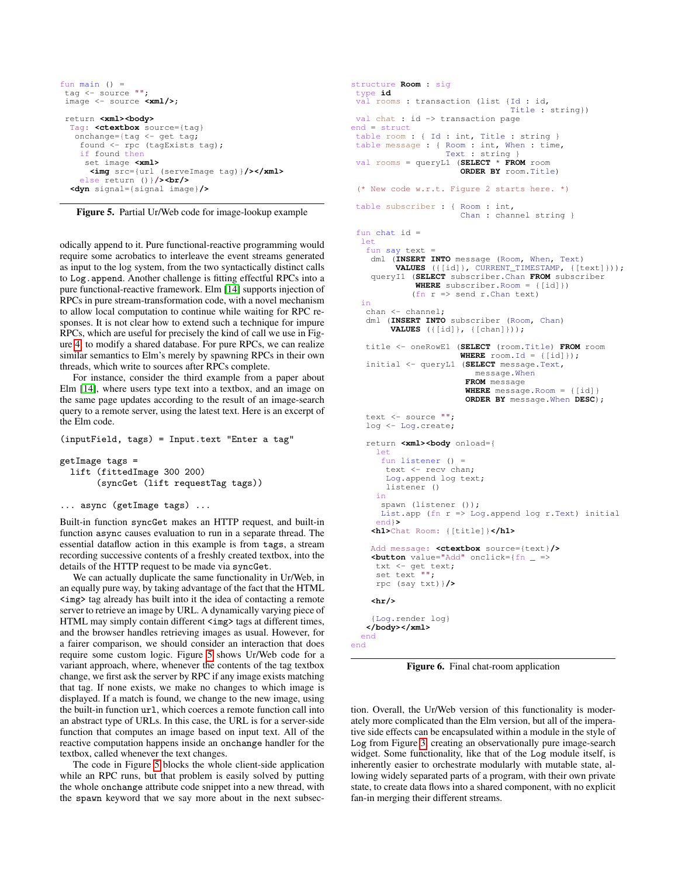```
fun main () =
 tag <- source "";
 image <- source <xml/>;

 return <xml><body>
  Tag: <ctextbox source={tag}
   onchange={tag <- get tag;
    found <- rpc (tagExists tag);
    if found then
     set image <xml>
      <img src={url (serveImage tag)}/></xml>
    else return ()}/><br/>
  <dyn signal={signal image}/>
```

**Figure 5.** Partial Ur/Web code for image-lookup example

odically append to it. Pure functional-reactive programming would require some acrobatics to interleave the event streams generated as input to the log system, from the two syntactically distinct calls to `Log.append`. Another challenge is fitting effectful RPCs into a pure functional-reactive framework. Elm [14] supports injection of RPCs in pure stream-transformation code, with a novel mechanism to allow local computation to continue while waiting for RPC responses. It is not clear how to extend such a technique for impure RPCs, which are useful for precisely the kind of call we use in Figure 4, to modify a shared database. For pure RPCs, we can realize similar semantics to Elm's merely by spawning RPCs in their own threads, which write to sources after RPCs complete.

For instance, consider the third example from a paper about Elm [14], where users type text into a textbox, and an image on the same page updates according to the result of an image-search query to a remote server, using the latest text. Here is an excerpt of the Elm code.

```
(inputField, tags) = Input.text "Enter a tag"

getImage tags =
  lift (fittedImage 300 200)
       (syncGet (lift requestTag tags))

... async (getImage tags) ...
```

Built-in function `syncGet` makes an HTTP request, and built-in function `async` causes evaluation to run in a separate thread. The essential dataflow action in this example is from `tags`, a stream recording successive contents of a freshly created textbox, into the details of the HTTP request to be made via `syncGet`.

We can actually duplicate the same functionality in Ur/Web, in an equally pure way, by taking advantage of the fact that the HTML `<img>` tag already has built into it the idea of contacting a remote server to retrieve an image by URL. A dynamically varying piece of HTML may simply contain different `<img>` tags at different times, and the browser handles retrieving images as usual. However, for a fairer comparison, we should consider an interaction that does require some custom logic. Figure 5 shows Ur/Web code for a variant approach, where, whenever the contents of the tag textbox change, we first ask the server by RPC if any image exists matching that tag. If none exists, we make no changes to which image is displayed. If a match is found, we change to the new image, using the built-in function `url`, which coerces a remote function call into an abstract type of URLs. In this case, the URL is for a server-side function that computes an image based on input text. All of the reactive computation happens inside an `onchange` handler for the textbox, called whenever the text changes.

The code in Figure 5 blocks the whole client-side application while an RPC runs, but that problem is easily solved by putting the whole `onchange` attribute code snippet into a new thread, with the `spawn` keyword that we say more about in the next subsection. Overall, the Ur/Web version of this functionality is moderately more complicated than the Elm version, but all of the imperative side effects can be encapsulated within a module in the style of `Log` from Figure 3, creating an observationally pure image-search widget. Some functionality, like that of the `Log` module itself, is inherently easier to orchestrate modularly with mutable state, allowing widely separated parts of a program, with their own private state, to create data flows into a shared component, with no explicit fan-in merging their different streams.

```
structure Room : sig
 type id
 val rooms : transaction (list {Id : id,
                                Title : string})
 val chat : id -> transaction page
end = struct
 table room : { Id : int, Title : string }
 table message : { Room : int, When : time,
                   Text : string }
 val rooms = queryL1 (SELECT * FROM room
                      ORDER BY room.Title)

 (* New code w.r.t. Figure 2 starts here. *)

 table subscriber : { Room : int,
                      Chan : channel string }

 fun chat id =
  let
   fun say text =
    dml (INSERT INTO message (Room, When, Text)
         VALUES ({[id]}, CURRENT_TIMESTAMP, {[text]}));
    queryI1 (SELECT subscriber.Chan FROM subscriber
             WHERE subscriber.Room = {[id]})
            (fn r => send r.Chan text)
  in
   chan <- channel;
   dml (INSERT INTO subscriber (Room, Chan)
        VALUES ({[id]}, {[chan]}));

   title <- oneRowE1 (SELECT (room.Title) FROM room
                      WHERE room.Id = {[id]});
   initial <- queryL1 (SELECT message.Text,
                         message.When
                       FROM message
                       WHERE message.Room = {[id]}
                       ORDER BY message.When DESC);

   text <- source "";
   log <- Log.create;

   return <xml><body onload={
     let
      fun listener () =
       text <- recv chan;
       Log.append log text;
       listener ()
     in
      spawn (listener ());
      List.app (fn r => Log.append log r.Text) initial
     end}>
    <h1>Chat Room: {[title]}</h1>

    Add message: <ctextbox source={text}/>
    <button value="Add" onclick={fn _ =>
     txt <- get text;
     set text "";
     rpc (say txt)}/>

    <hr/>

    {Log.render log}
   </body></xml>
  end
end
```

**Figure 6.** Final chat-room application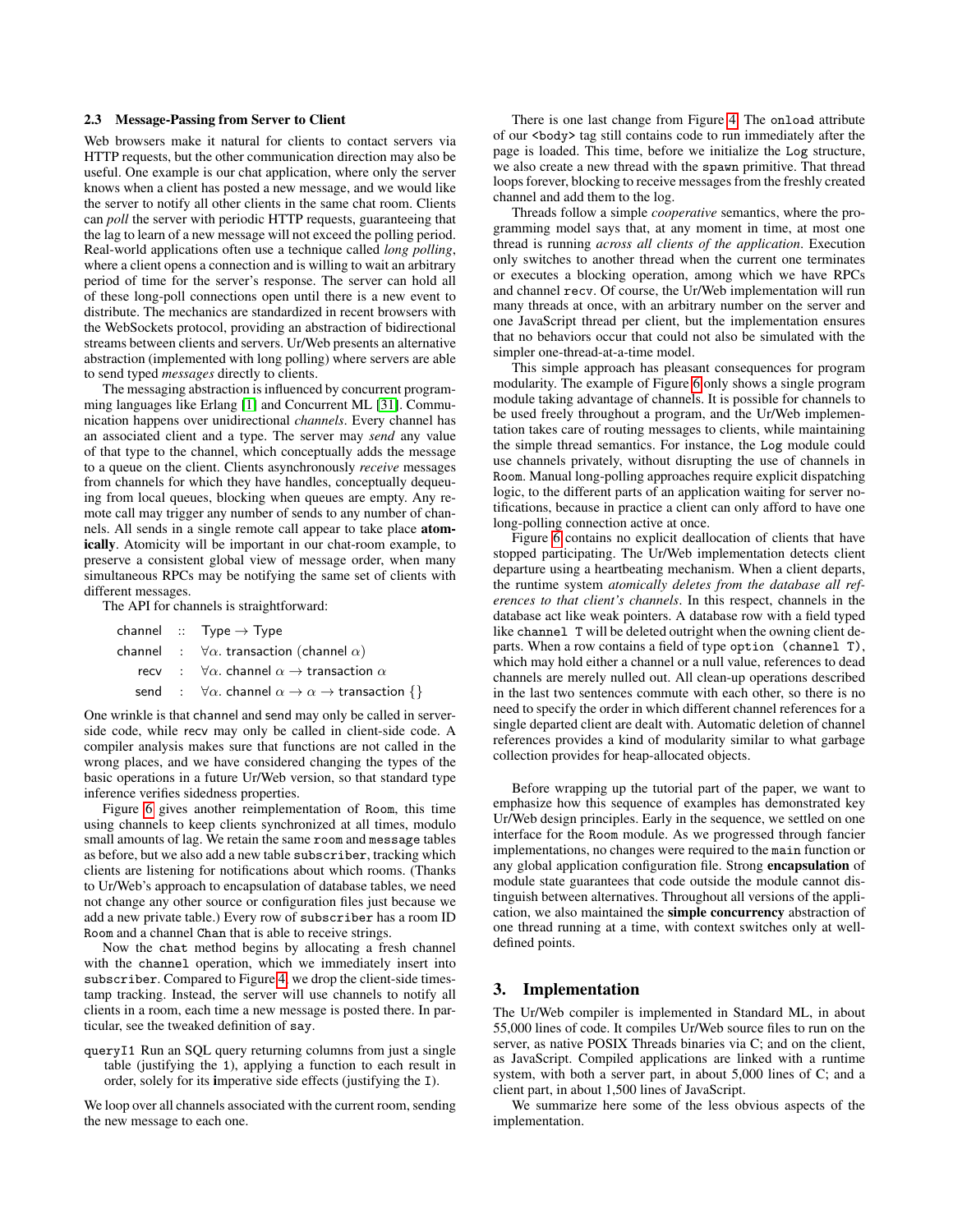### 2.3 Message-Passing from Server to Client

Web browsers make it natural for clients to contact servers via HTTP requests, but the other communication direction may also be useful. One example is our chat application, where only the server knows when a client has posted a new message, and we would like the server to notify all other clients in the same chat room. Clients can *poll* the server with periodic HTTP requests, guaranteeing that the lag to learn of a new message will not exceed the polling period. Real-world applications often use a technique called *long polling*, where a client opens a connection and is willing to wait an arbitrary period of time for the server's response. The server can hold all of these long-poll connections open until there is a new event to distribute. The mechanics are standardized in recent browsers with the WebSockets protocol, providing an abstraction of bidirectional streams between clients and servers. Ur/Web presents an alternative abstraction (implemented with long polling) where servers are able to send typed *messages* directly to clients.

The messaging abstraction is influenced by concurrent programming languages like Erlang [1] and Concurrent ML [31]. Communication happens over unidirectional *channels*. Every channel has an associated client and a type. The server may *send* any value of that type to the channel, which conceptually adds the message to a queue on the client. Clients asynchronously *receive* messages from channels for which they have handles, conceptually dequeuing from local queues, blocking when queues are empty. Any remote call may trigger any number of sends to any number of channels. All sends in a single remote call appear to take place **atomically**. Atomicity will be important in our chat-room example, to preserve a consistent global view of message order, when many simultaneous RPCs may be notifying the same set of clients with different messages.

The API for channels is straightforward:

$$
\begin{aligned}
\mathsf{channel} &:: \mathsf{Type} \to \mathsf{Type} \\
\mathsf{channel} &: \forall \alpha.\ \mathsf{transaction}\ (\mathsf{channel}\ \alpha) \\
\mathsf{recv} &: \forall \alpha.\ \mathsf{channel}\ \alpha \to \mathsf{transaction}\ \alpha \\
\mathsf{send} &: \forall \alpha.\ \mathsf{channel}\ \alpha \to \alpha \to \mathsf{transaction}\ \{\}
\end{aligned}
$$

One wrinkle is that channel and send may only be called in server-side code, while recv may only be called in client-side code. A compiler analysis makes sure that functions are not called in the wrong places, and we have considered changing the types of the basic operations in a future Ur/Web version, so that standard type inference verifies sidedness properties.

Figure 6 gives another reimplementation of Room, this time using channels to keep clients synchronized at all times, modulo small amounts of lag. We retain the same `room` and `message` tables as before, but we also add a new table `subscriber`, tracking which clients are listening for notifications about which rooms. (Thanks to Ur/Web's approach to encapsulation of database tables, we need not change any other source or configuration files just because we add a new private table.) Every row of `subscriber` has a room ID `Room` and a channel `Chan` that is able to receive strings.

Now the `chat` method begins by allocating a fresh channel with the `channel` operation, which we immediately insert into `subscriber`. Compared to Figure 4, we drop the client-side timestamp tracking. Instead, the server will use channels to notify all clients in a room, each time a new message is posted there. In particular, see the tweaked definition of `say`.

`queryI1` Run an SQL query returning columns from just a single table (justifying the `1`), applying a function to each result in order, solely for its **i**mperative side effects (justifying the `I`).

We loop over all channels associated with the current room, sending the new message to each one.

There is one last change from Figure 4. The `onload` attribute of our `<body>` tag still contains code to run immediately after the page is loaded. This time, before we initialize the `Log` structure, we also create a new thread with the `spawn` primitive. That thread loops forever, blocking to receive messages from the freshly created channel and add them to the log.

Threads follow a simple *cooperative* semantics, where the programming model says that, at any moment in time, at most one thread is running *across all clients of the application*. Execution only switches to another thread when the current one terminates or executes a blocking operation, among which we have RPCs and channel `recv`. Of course, the Ur/Web implementation will run many threads at once, with an arbitrary number on the server and one JavaScript thread per client, but the implementation ensures that no behaviors occur that could not also be simulated with the simpler one-thread-at-a-time model.

This simple approach has pleasant consequences for program modularity. The example of Figure 6 only shows a single program module taking advantage of channels. It is possible for channels to be used freely throughout a program, and the Ur/Web implementation takes care of routing messages to clients, while maintaining the simple thread semantics. For instance, the `Log` module could use channels privately, without disrupting the use of channels in `Room`. Manual long-polling approaches require explicit dispatching logic, to the different parts of an application waiting for server notifications, because in practice a client can only afford to have one long-polling connection active at once.

Figure 6 contains no explicit deallocation of clients that have stopped participating. The Ur/Web implementation detects client departure using a heartbeating mechanism. When a client departs, the runtime system *atomically deletes from the database all references to that client's channels*. In this respect, channels in the database act like weak pointers. A database row with a field typed like `channel T` will be deleted outright when the owning client departs. When a row contains a field of type `option (channel T)`, which may hold either a channel or a null value, references to dead channels are merely nulled out. All clean-up operations described in the last two sentences commute with each other, so there is no need to specify the order in which different channel references for a single departed client are dealt with. Automatic deletion of channel references provides a kind of modularity similar to what garbage collection provides for heap-allocated objects.

Before wrapping up the tutorial part of the paper, we want to emphasize how this sequence of examples has demonstrated key Ur/Web design principles. Early in the sequence, we settled on one interface for the `Room` module. As we progressed through fancier implementations, no changes were required to the `main` function or any global application configuration file. Strong **encapsulation** of module state guarantees that code outside the module cannot distinguish between alternatives. Throughout all versions of the application, we also maintained the **simple concurrency** abstraction of one thread running at a time, with context switches only at well-defined points.

## 3. Implementation

The Ur/Web compiler is implemented in Standard ML, in about 55,000 lines of code. It compiles Ur/Web source files to run on the server, as native POSIX Threads binaries via C; and on the client, as JavaScript. Compiled applications are linked with a runtime system, with both a server part, in about 5,000 lines of C; and a client part, in about 1,500 lines of JavaScript.

We summarize here some of the less obvious aspects of the implementation.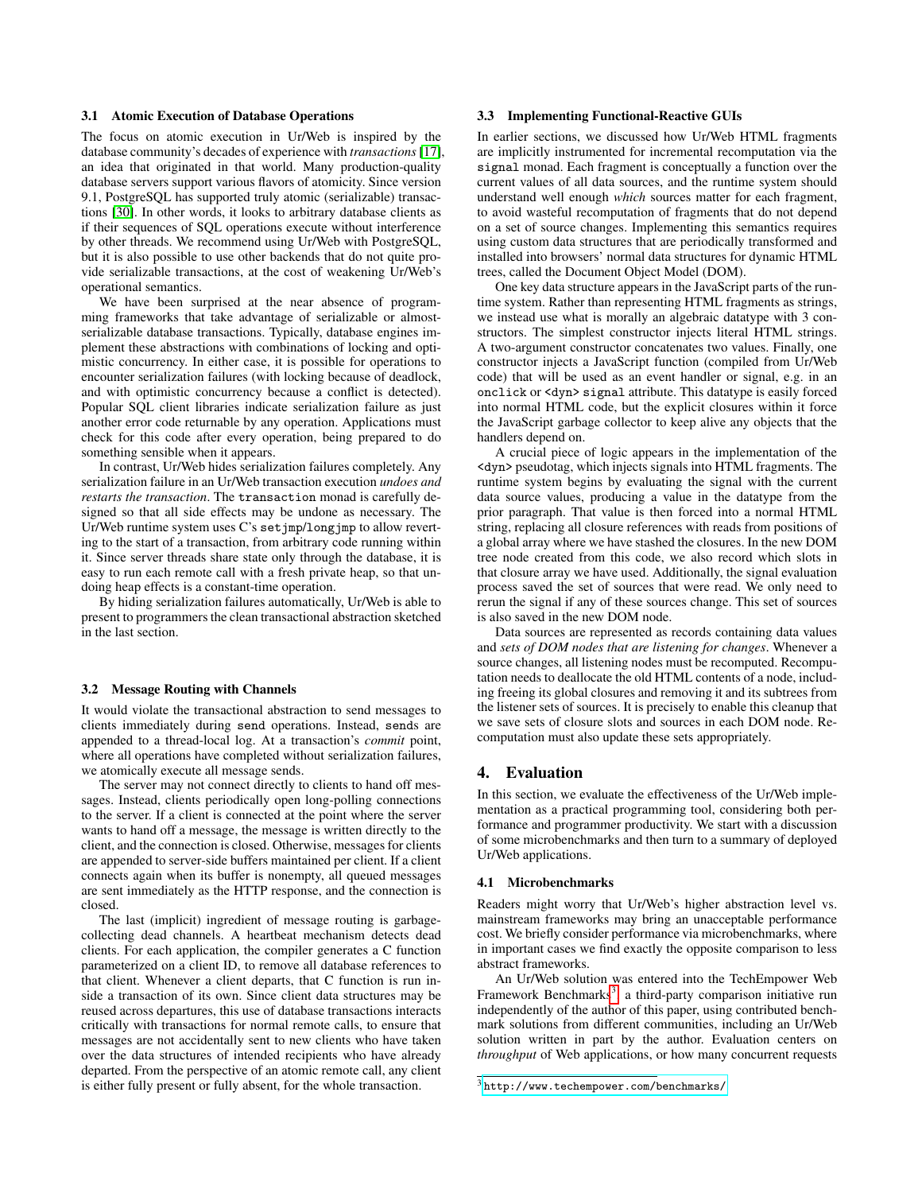### 3.1 Atomic Execution of Database Operations

The focus on atomic execution in Ur/Web is inspired by the database community's decades of experience with *transactions* [17], an idea that originated in that world. Many production-quality database servers support various flavors of atomicity. Since version 9.1, PostgreSQL has supported truly atomic (serializable) transactions [30]. In other words, it looks to arbitrary database clients as if their sequences of SQL operations execute without interference by other threads. We recommend using Ur/Web with PostgreSQL, but it is also possible to use other backends that do not quite provide serializable transactions, at the cost of weakening Ur/Web's operational semantics.

We have been surprised at the near absence of programming frameworks that take advantage of serializable or almost-serializable database transactions. Typically, database engines implement these abstractions with combinations of locking and optimistic concurrency. In either case, it is possible for operations to encounter serialization failures (with locking because of deadlock, and with optimistic concurrency because a conflict is detected). Popular SQL client libraries indicate serialization failure as just another error code returnable by any operation. Applications must check for this code after every operation, being prepared to do something sensible when it appears.

In contrast, Ur/Web hides serialization failures completely. Any serialization failure in an Ur/Web transaction execution *undoes and restarts the transaction*. The `transaction` monad is carefully designed so that all side effects may be undone as necessary. The Ur/Web runtime system uses C's `setjmp`/`longjmp` to allow reverting to the start of a transaction, from arbitrary code running within it. Since server threads share state only through the database, it is easy to run each remote call with a fresh private heap, so that undoing heap effects is a constant-time operation.

By hiding serialization failures automatically, Ur/Web is able to present to programmers the clean transactional abstraction sketched in the last section.

### 3.2 Message Routing with Channels

It would violate the transactional abstraction to send messages to clients immediately during `send` operations. Instead, `send`s are appended to a thread-local log. At a transaction's *commit* point, where all operations have completed without serialization failures, we atomically execute all message sends.

The server may not connect directly to clients to hand off messages. Instead, clients periodically open long-polling connections to the server. If a client is connected at the point where the server wants to hand off a message, the message is written directly to the client, and the connection is closed. Otherwise, messages for clients are appended to server-side buffers maintained per client. If a client connects again when its buffer is nonempty, all queued messages are sent immediately as the HTTP response, and the connection is closed.

The last (implicit) ingredient of message routing is garbage-collecting dead channels. A heartbeat mechanism detects dead clients. For each application, the compiler generates a C function parameterized on a client ID, to remove all database references to that client. Whenever a client departs, that C function is run inside a transaction of its own. Since client data structures may be reused across departures, this use of database transactions interacts critically with transactions for normal remote calls, to ensure that messages are not accidentally sent to new clients who have taken over the data structures of intended recipients who have already departed. From the perspective of an atomic remote call, any client is either fully present or fully absent, for the whole transaction.

### 3.3 Implementing Functional-Reactive GUIs

In earlier sections, we discussed how Ur/Web HTML fragments are implicitly instrumented for incremental recomputation via the `signal` monad. Each fragment is conceptually a function over the current values of all data sources, and the runtime system should understand well enough *which* sources matter for each fragment, to avoid wasteful recomputation of fragments that do not depend on a set of source changes. Implementing this semantics requires using custom data structures that are periodically transformed and installed into browsers' normal data structures for dynamic HTML trees, called the Document Object Model (DOM).

One key data structure appears in the JavaScript parts of the runtime system. Rather than representing HTML fragments as strings, we instead use what is morally an algebraic datatype with 3 constructors. The simplest constructor injects literal HTML strings. A two-argument constructor concatenates two values. Finally, one constructor injects a JavaScript function (compiled from Ur/Web code) that will be used as an event handler or signal, e.g. in an `onclick` or `<dyn> signal` attribute. This datatype is easily forced into normal HTML code, but the explicit closures within it force the JavaScript garbage collector to keep alive any objects that the handlers depend on.

A crucial piece of logic appears in the implementation of the `<dyn>` pseudotag, which injects signals into HTML fragments. The runtime system begins by evaluating the signal with the current data source values, producing a value in the datatype from the prior paragraph. That value is then forced into a normal HTML string, replacing all closure references with reads from positions of a global array where we have stashed the closures. In the new DOM tree node created from this code, we also record which slots in that closure array we have used. Additionally, the signal evaluation process saved the set of sources that were read. We only need to rerun the signal if any of these sources change. This set of sources is also saved in the new DOM node.

Data sources are represented as records containing data values and *sets of DOM nodes that are listening for changes*. Whenever a source changes, all listening nodes must be recomputed. Recomputation needs to deallocate the old HTML contents of a node, including freeing its global closures and removing it and its subtrees from the listener sets of sources. It is precisely to enable this cleanup that we save sets of closure slots and sources in each DOM node. Recomputation must also update these sets appropriately.

## 4. Evaluation

In this section, we evaluate the effectiveness of the Ur/Web implementation as a practical programming tool, considering both performance and programmer productivity. We start with a discussion of some microbenchmarks and then turn to a summary of deployed Ur/Web applications.

### 4.1 Microbenchmarks

Readers might worry that Ur/Web's higher abstraction level vs. mainstream frameworks may bring an unacceptable performance cost. We briefly consider performance via microbenchmarks, where in important cases we find exactly the opposite comparison to less abstract frameworks.

An Ur/Web solution was entered into the TechEmpower Web Framework Benchmarks[3], a third-party comparison initiative run independently of the author of this paper, using contributed benchmark solutions from different communities, including an Ur/Web solution written in part by the author. Evaluation centers on *throughput* of Web applications, or how many concurrent requests

[3] http://www.techempower.com/benchmarks/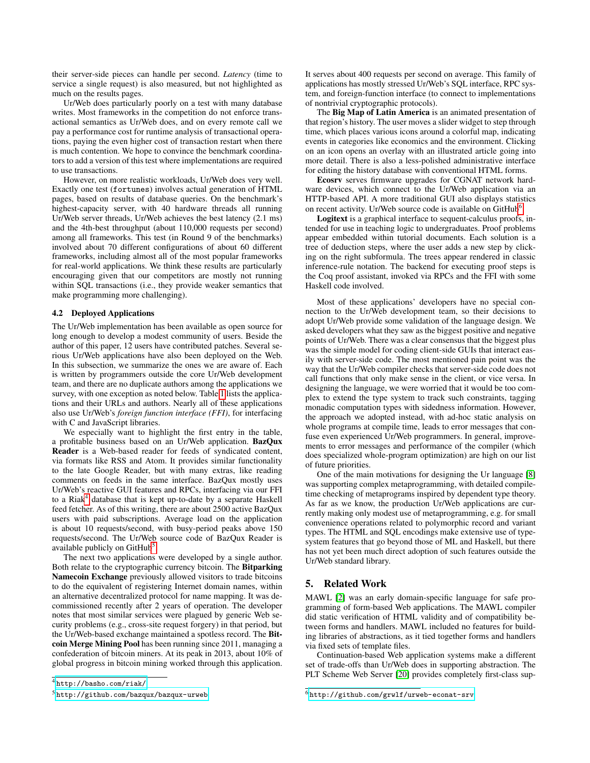their server-side pieces can handle per second. *Latency* (time to service a single request) is also measured, but not highlighted as much on the results pages.

Ur/Web does particularly poorly on a test with many database writes. Most frameworks in the competition do not enforce transactional semantics as Ur/Web does, and on every remote call we pay a performance cost for runtime analysis of transactional operations, paying the even higher cost of transaction restart when there is much contention. We hope to convince the benchmark coordinators to add a version of this test where implementations are required to use transactions.

However, on more realistic workloads, Ur/Web does very well. Exactly one test (`fortunes`) involves actual generation of HTML pages, based on results of database queries. On the benchmark's highest-capacity server, with 40 hardware threads all running Ur/Web server threads, Ur/Web achieves the best latency (2.1 ms) and the 4th-best throughput (about 110,000 requests per second) among all frameworks. This test (in Round 9 of the benchmarks) involved about 70 different configurations of about 60 different frameworks, including almost all of the most popular frameworks for real-world applications. We think these results are particularly encouraging given that our competitors are mostly not running within SQL transactions (i.e., they provide weaker semantics that make programming more challenging).

### 4.2 Deployed Applications

The Ur/Web implementation has been available as open source for long enough to develop a modest community of users. Beside the author of this paper, 12 users have contributed patches. Several serious Ur/Web applications have also been deployed on the Web. In this subsection, we summarize the ones we are aware of. Each is written by programmers outside the core Ur/Web development team, and there are no duplicate authors among the applications we survey, with one exception as noted below. Table 1 lists the applications and their URLs and authors. Nearly all of these applications also use Ur/Web's *foreign function interface (FFI)*, for interfacing with C and JavaScript libraries.

We especially want to highlight the first entry in the table, a profitable business based on an Ur/Web application. **BazQux Reader** is a Web-based reader for feeds of syndicated content, via formats like RSS and Atom. It provides similar functionality to the late Google Reader, but with many extras, like reading comments on feeds in the same interface. BazQux mostly uses Ur/Web's reactive GUI features and RPCs, interfacing via our FFI to a Riak[4] database that is kept up-to-date by a separate Haskell feed fetcher. As of this writing, there are about 2500 active BazQux users with paid subscriptions. Average load on the application is about 10 requests/second, with busy-period peaks above 150 requests/second. The Ur/Web source code of BazQux Reader is available publicly on GitHub[5].

The next two applications were developed by a single author. Both relate to the cryptographic currency bitcoin. The **Bitparking Namecoin Exchange** previously allowed visitors to trade bitcoins to do the equivalent of registering Internet domain names, within an alternative decentralized protocol for name mapping. It was decommissioned recently after 2 years of operation. The developer notes that most similar services were plagued by generic Web security problems (e.g., cross-site request forgery) in that period, but the Ur/Web-based exchange maintained a spotless record. The **Bitcoin Merge Mining Pool** has been running since 2011, managing a confederation of bitcoin miners. At its peak in 2013, about 10% of global progress in bitcoin mining worked through this application.

It serves about 400 requests per second on average. This family of applications has mostly stressed Ur/Web's SQL interface, RPC system, and foreign-function interface (to connect to implementations of nontrivial cryptographic protocols).

The **Big Map of Latin America** is an animated presentation of that region's history. The user moves a slider widget to step through time, which places various icons around a colorful map, indicating events in categories like economics and the environment. Clicking on an icon opens an overlay with an illustrated article going into more detail. There is also a less-polished administrative interface for editing the history database with conventional HTML forms.

**Ecosrv** serves firmware upgrades for CGNAT network hardware devices, which connect to the Ur/Web application via an HTTP-based API. A more traditional GUI also displays statistics on recent activity. Ur/Web source code is available on GitHub[6].

**Logitext** is a graphical interface to sequent-calculus proofs, intended for use in teaching logic to undergraduates. Proof problems appear embedded within tutorial documents. Each solution is a tree of deduction steps, where the user adds a new step by clicking on the right subformula. The trees appear rendered in classic inference-rule notation. The backend for executing proof steps is the Coq proof assistant, invoked via RPCs and the FFI with some Haskell code involved.

Most of these applications' developers have no special connection to the Ur/Web development team, so their decisions to adopt Ur/Web provide some validation of the language design. We asked developers what they saw as the biggest positive and negative points of Ur/Web. There was a clear consensus that the biggest plus was the simple model for coding client-side GUIs that interact easily with server-side code. The most mentioned pain point was the way that the Ur/Web compiler checks that server-side code does not call functions that only make sense in the client, or vice versa. In designing the language, we were worried that it would be too complex to extend the type system to track such constraints, tagging monadic computation types with sidedness information. However, the approach we adopted instead, with ad-hoc static analysis on whole programs at compile time, leads to error messages that confuse even experienced Ur/Web programmers. In general, improvements to error messages and performance of the compiler (which does specialized whole-program optimization) are high on our list of future priorities.

One of the main motivations for designing the Ur language [8] was supporting complex metaprogramming, with detailed compile-time checking of metaprograms inspired by dependent type theory. As far as we know, the production Ur/Web applications are currently making only modest use of metaprogramming, e.g. for small convenience operations related to polymorphic record and variant types. The HTML and SQL encodings make extensive use of type-system features that go beyond those of ML and Haskell, but there has not yet been much direct adoption of such features outside the Ur/Web standard library.

## 5. Related Work

MAWL [2] was an early domain-specific language for safe programming of form-based Web applications. The MAWL compiler did static verification of HTML validity and of compatibility between forms and handlers. MAWL included no features for building libraries of abstractions, as it tied together forms and handlers via fixed sets of template files.

Continuation-based Web application systems make a different set of trade-offs than Ur/Web does in supporting abstraction. The PLT Scheme Web Server [20] provides completely first-class sup-

[4] http://basho.com/riak/

[5] http://github.com/bazqux/bazqux-urweb

[6] http://github.com/grwlf/urweb-econat-srv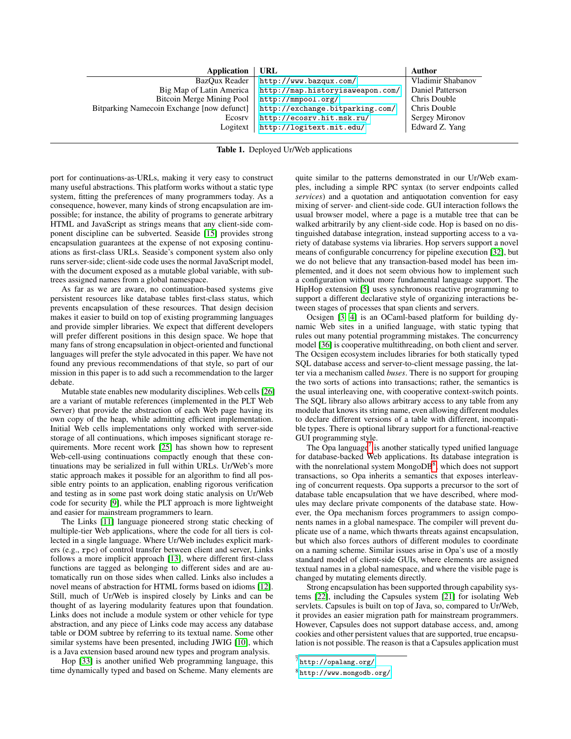| Application | URL | Author |
|---|---|---|
| BazQux Reader | http://www.bazqux.com/ | Vladimir Shabanov |
| Big Map of Latin America | http://map.historyisaweapon.com/ | Daniel Patterson |
| Bitcoin Merge Mining Pool | http://mmpool.org/ | Chris Double |
| Bitparking Namecoin Exchange [now defunct] | http://exchange.bitparking.com/ | Chris Double |
| Ecosrv | http://ecosrv.hit.msk.ru/ | Sergey Mironov |
| Logitext | http://logitext.mit.edu/ | Edward Z. Yang |

**Table 1.** Deployed Ur/Web applications

port for continuations-as-URLs, making it very easy to construct many useful abstractions. This platform works without a static type system, fitting the preferences of many programmers today. As a consequence, however, many kinds of strong encapsulation are impossible; for instance, the ability of programs to generate arbitrary HTML and JavaScript as strings means that any client-side component discipline can be subverted. Seaside [15] provides strong encapsulation guarantees at the expense of not exposing continuations as first-class URLs. Seaside's component system also only runs server-side; client-side code uses the normal JavaScript model, with the document exposed as a mutable global variable, with subtrees assigned names from a global namespace.

As far as we are aware, no continuation-based systems give persistent resources like database tables first-class status, which prevents encapsulation of these resources. That design decision makes it easier to build on top of existing programming languages and provide simpler libraries. We expect that different developers will prefer different positions in this design space. We hope that many fans of strong encapsulation in object-oriented and functional languages will prefer the style advocated in this paper. We have not found any previous recommendations of that style, so part of our mission in this paper is to add such a recommendation to the larger debate.

Mutable state enables new modularity disciplines. Web cells [26] are a variant of mutable references (implemented in the PLT Web Server) that provide the abstraction of each Web page having its own copy of the heap, while admitting efficient implementation. Initial Web cells implementations only worked with server-side storage of all continuations, which imposes significant storage requirements. More recent work [25] has shown how to represent Web-cell-using continuations compactly enough that these continuations may be serialized in full within URLs. Ur/Web's more static approach makes it possible for an algorithm to find all possible entry points to an application, enabling rigorous verification and testing as in some past work doing static analysis on Ur/Web code for security [9], while the PLT approach is more lightweight and easier for mainstream programmers to learn.

The Links [11] language pioneered strong static checking of multiple-tier Web applications, where the code for all tiers is collected in a single language. Where Ur/Web includes explicit markers (e.g., `rpc`) of control transfer between client and server, Links follows a more implicit approach [13], where different first-class functions are tagged as belonging to different sides and are automatically run on those sides when called. Links also includes a novel means of abstraction for HTML forms based on idioms [12]. Still, much of Ur/Web is inspired closely by Links and can be thought of as layering modularity features upon that foundation. Links does not include a module system or other vehicle for type abstraction, and any piece of Links code may access any database table or DOM subtree by referring to its textual name. Some other similar systems have been presented, including JWIG [10], which is a Java extension based around new types and program analysis.

Hop [33] is another unified Web programming language, this time dynamically typed and based on Scheme. Many elements are quite similar to the patterns demonstrated in our Ur/Web examples, including a simple RPC syntax (to server endpoints called *services*) and a quotation and antiquotation convention for easy mixing of server- and client-side code. GUI interaction follows the usual browser model, where a page is a mutable tree that can be walked arbitrarily by any client-side code. Hop is based on no distinguished database integration, instead supporting access to a variety of database systems via libraries. Hop servers support a novel means of configurable concurrency for pipeline execution [32], but we do not believe that any transaction-based model has been implemented, and it does not seem obvious how to implement such a configuration without more fundamental language support. The HipHop extension [5] uses synchronous reactive programming to support a different declarative style of organizing interactions between stages of processes that span clients and servers.

Ocsigen [3, 4] is an OCaml-based platform for building dynamic Web sites in a unified language, with static typing that rules out many potential programming mistakes. The concurrency model [36] is cooperative multithreading, on both client and server. The Ocsigen ecosystem includes libraries for both statically typed SQL database access and server-to-client message passing, the latter via a mechanism called *buses*. There is no support for grouping the two sorts of actions into transactions; rather, the semantics is the usual interleaving one, with cooperative context-switch points. The SQL library also allows arbitrary access to any table from any module that knows its string name, even allowing different modules to declare different versions of a table with different, incompatible types. There is optional library support for a functional-reactive GUI programming style.

The Opa language[7] is another statically typed unified language for database-backed Web applications. Its database integration is with the nonrelational system MongoDB[8], which does not support transactions, so Opa inherits a semantics that exposes interleaving of concurrent requests. Opa supports a precursor to the sort of database table encapsulation that we have described, where modules may declare private components of the database state. However, the Opa mechanism forces programmers to assign components names in a global namespace. The compiler will prevent duplicate use of a name, which thwarts threats against encapsulation, but which also forces authors of different modules to coordinate on a naming scheme. Similar issues arise in Opa's use of a mostly standard model of client-side GUIs, where elements are assigned textual names in a global namespace, and where the visible page is changed by mutating elements directly.

Strong encapsulation has been supported through capability systems [22], including the Capsules system [21] for isolating Web servlets. Capsules is built on top of Java, so, compared to Ur/Web, it provides an easier migration path for mainstream programmers. However, Capsules does not support database access, and, among cookies and other persistent values that are supported, true encapsulation is not possible. The reason is that a Capsules application must

[7] http://opalang.org/

[8] http://www.mongodb.org/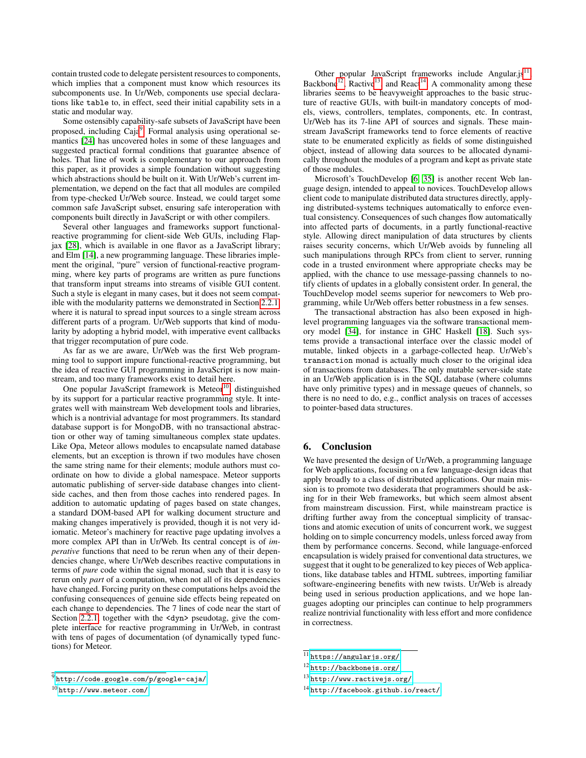contain trusted code to delegate persistent resources to components, which implies that a component must know which resources its subcomponents use. In Ur/Web, components use special declarations like `table` to, in effect, seed their initial capability sets in a static and modular way.

Some ostensibly capability-safe subsets of JavaScript have been proposed, including Caja[9]. Formal analysis using operational semantics [24] has uncovered holes in some of these languages and suggested practical formal conditions that guarantee absence of holes. That line of work is complementary to our approach from this paper, as it provides a simple foundation without suggesting which abstractions should be built on it. With Ur/Web's current implementation, we depend on the fact that all modules are compiled from type-checked Ur/Web source. Instead, we could target some common safe JavaScript subset, ensuring safe interoperation with components built directly in JavaScript or with other compilers.

Several other languages and frameworks support functional-reactive programming for client-side Web GUIs, including Flapjax [28], which is available in one flavor as a JavaScript library; and Elm [14], a new programming language. These libraries implement the original, "pure" version of functional-reactive programming, where key parts of programs are written as pure functions that transform input streams into streams of visible GUI content. Such a style is elegant in many cases, but it does not seem compatible with the modularity patterns we demonstrated in Section 2.2.1, where it is natural to spread input sources to a single stream across different parts of a program. Ur/Web supports that kind of modularity by adopting a hybrid model, with imperative event callbacks that trigger recomputation of pure code.

As far as we are aware, Ur/Web was the first Web programming tool to support impure functional-reactive programming, but the idea of reactive GUI programming in JavaScript is now mainstream, and too many frameworks exist to detail here.

One popular JavaScript framework is Meteor[10], distinguished by its support for a particular reactive programming style. It integrates well with mainstream Web development tools and libraries, which is a nontrivial advantage for most programmers. Its standard database support is for MongoDB, with no transactional abstraction or other way of taming simultaneous complex state updates. Like Opa, Meteor allows modules to encapsulate named database elements, but an exception is thrown if two modules have chosen the same string name for their elements; module authors must coordinate on how to divide a global namespace. Meteor supports automatic publishing of server-side database changes into client-side caches, and then from those caches into rendered pages. In addition to automatic updating of pages based on state changes, a standard DOM-based API for walking document structure and making changes imperatively is provided, though it is not very idiomatic. Meteor's machinery for reactive page updating involves a more complex API than in Ur/Web. Its central concept is of *imperative* functions that need to be rerun when any of their dependencies change, where Ur/Web describes reactive computations in terms of *pure* code within the signal monad, such that it is easy to rerun only *part* of a computation, when not all of its dependencies have changed. Forcing purity on these computations helps avoid the confusing consequences of genuine side effects being repeated on each change to dependencies. The 7 lines of code near the start of Section 2.2.1, together with the `<dyn>` pseudotag, give the complete interface for reactive programming in Ur/Web, in contrast with tens of pages of documentation (of dynamically typed functions) for Meteor.

Other popular JavaScript frameworks include Angular.js[11], Backbone[12], Ractive[13], and React[14]. A commonality among these libraries seems to be heavyweight approaches to the basic structure of reactive GUIs, with built-in mandatory concepts of models, views, controllers, templates, components, etc. In contrast, Ur/Web has its 7-line API of sources and signals. These mainstream JavaScript frameworks tend to force elements of reactive state to be enumerated explicitly as fields of some distinguished object, instead of allowing data sources to be allocated dynamically throughout the modules of a program and kept as private state of those modules.

Microsoft's TouchDevelop [6, 35] is another recent Web language design, intended to appeal to novices. TouchDevelop allows client code to manipulate distributed data structures directly, applying distributed-systems techniques automatically to enforce eventual consistency. Consequences of such changes flow automatically into affected parts of documents, in a partly functional-reactive style. Allowing direct manipulation of data structures by clients raises security concerns, which Ur/Web avoids by funneling all such manipulations through RPCs from client to server, running code in a trusted environment where appropriate checks may be applied, with the chance to use message-passing channels to notify clients of updates in a globally consistent order. In general, the TouchDevelop model seems superior for newcomers to Web programming, while Ur/Web offers better robustness in a few senses.

The transactional abstraction has also been exposed in high-level programming languages via the software transactional memory model [34], for instance in GHC Haskell [18]. Such systems provide a transactional interface over the classic model of mutable, linked objects in a garbage-collected heap. Ur/Web's `transaction` monad is actually much closer to the original idea of transactions from databases. The only mutable server-side state in an Ur/Web application is in the SQL database (where columns have only primitive types) and in message queues of channels, so there is no need to do, e.g., conflict analysis on traces of accesses to pointer-based data structures.

## 6. Conclusion

We have presented the design of Ur/Web, a programming language for Web applications, focusing on a few language-design ideas that apply broadly to a class of distributed applications. Our main mission is to promote two desiderata that programmers should be asking for in their Web frameworks, but which seem almost absent from mainstream discussion. First, while mainstream practice is drifting further away from the conceptual simplicity of transactions and atomic execution of units of concurrent work, we suggest holding on to simple concurrency models, unless forced away from them by performance concerns. Second, while language-enforced encapsulation is widely praised for conventional data structures, we suggest that it ought to be generalized to key pieces of Web applications, like database tables and HTML subtrees, importing familiar software-engineering benefits with new twists. Ur/Web is already being used in serious production applications, and we hope languages adopting our principles can continue to help programmers realize nontrivial functionality with less effort and more confidence in correctness.

---

[9] http://code.google.com/p/google-caja/

[10] http://www.meteor.com/

[11] https://angularjs.org/

[12] http://backbonejs.org/

[13] http://www.ractivejs.org/

[14] http://facebook.github.io/react/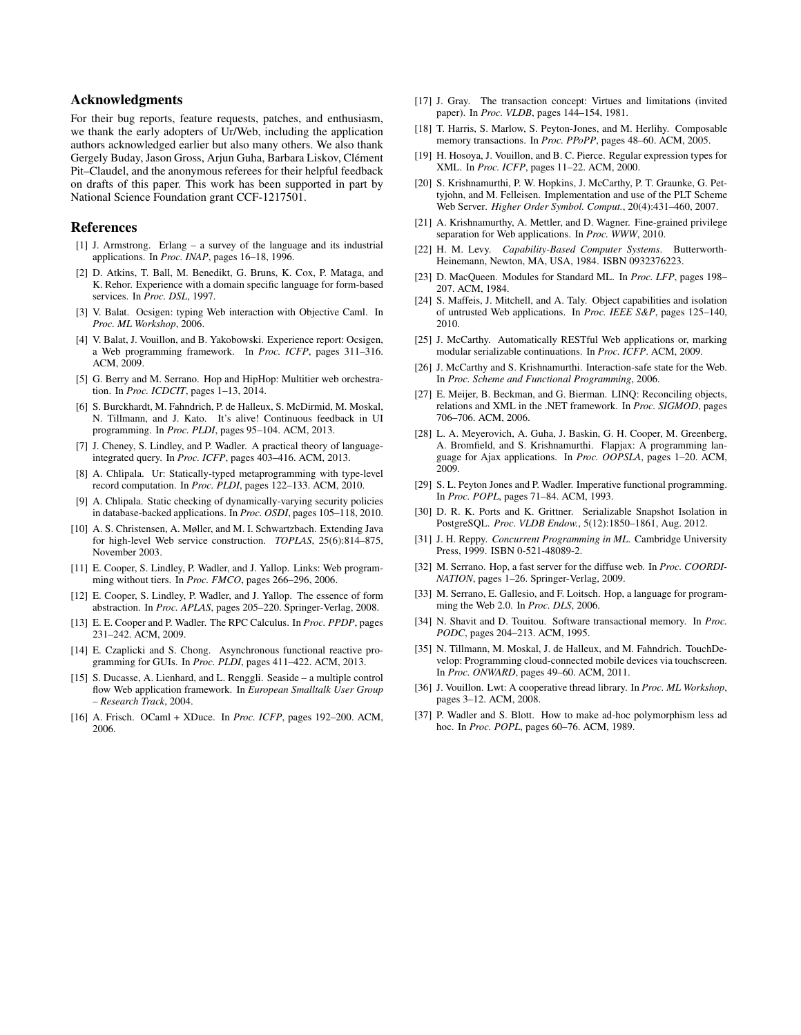## Acknowledgments

For their bug reports, feature requests, patches, and enthusiasm, we thank the early adopters of Ur/Web, including the application authors acknowledged earlier but also many others. We also thank Gergely Buday, Jason Gross, Arjun Guha, Barbara Liskov, Clément Pit–Claudel, and the anonymous referees for their helpful feedback on drafts of this paper. This work has been supported in part by National Science Foundation grant CCF-1217501.

## References

[1] J. Armstrong. Erlang – a survey of the language and its industrial applications. In *Proc. INAP*, pages 16–18, 1996.

[2] D. Atkins, T. Ball, M. Benedikt, G. Bruns, K. Cox, P. Mataga, and K. Rehor. Experience with a domain specific language for form-based services. In *Proc. DSL*, 1997.

[3] V. Balat. Ocsigen: typing Web interaction with Objective Caml. In *Proc. ML Workshop*, 2006.

[4] V. Balat, J. Vouillon, and B. Yakobowski. Experience report: Ocsigen, a Web programming framework. In *Proc. ICFP*, pages 311–316. ACM, 2009.

[5] G. Berry and M. Serrano. Hop and HipHop: Multitier web orchestration. In *Proc. ICDCIT*, pages 1–13, 2014.

[6] S. Burckhardt, M. Fahndrich, P. de Halleux, S. McDirmid, M. Moskal, N. Tillmann, and J. Kato. It's alive! Continuous feedback in UI programming. In *Proc. PLDI*, pages 95–104. ACM, 2013.

[7] J. Cheney, S. Lindley, and P. Wadler. A practical theory of language-integrated query. In *Proc. ICFP*, pages 403–416. ACM, 2013.

[8] A. Chlipala. Ur: Statically-typed metaprogramming with type-level record computation. In *Proc. PLDI*, pages 122–133. ACM, 2010.

[9] A. Chlipala. Static checking of dynamically-varying security policies in database-backed applications. In *Proc. OSDI*, pages 105–118, 2010.

[10] A. S. Christensen, A. Møller, and M. I. Schwartzbach. Extending Java for high-level Web service construction. *TOPLAS*, 25(6):814–875, November 2003.

[11] E. Cooper, S. Lindley, P. Wadler, and J. Yallop. Links: Web programming without tiers. In *Proc. FMCO*, pages 266–296, 2006.

[12] E. Cooper, S. Lindley, P. Wadler, and J. Yallop. The essence of form abstraction. In *Proc. APLAS*, pages 205–220. Springer-Verlag, 2008.

[13] E. E. Cooper and P. Wadler. The RPC Calculus. In *Proc. PPDP*, pages 231–242. ACM, 2009.

[14] E. Czaplicki and S. Chong. Asynchronous functional reactive programming for GUIs. In *Proc. PLDI*, pages 411–422. ACM, 2013.

[15] S. Ducasse, A. Lienhard, and L. Renggli. Seaside – a multiple control flow Web application framework. In *European Smalltalk User Group – Research Track*, 2004.

[16] A. Frisch. OCaml + XDuce. In *Proc. ICFP*, pages 192–200. ACM, 2006.

[17] J. Gray. The transaction concept: Virtues and limitations (invited paper). In *Proc. VLDB*, pages 144–154, 1981.

[18] T. Harris, S. Marlow, S. Peyton-Jones, and M. Herlihy. Composable memory transactions. In *Proc. PPoPP*, pages 48–60. ACM, 2005.

[19] H. Hosoya, J. Vouillon, and B. C. Pierce. Regular expression types for XML. In *Proc. ICFP*, pages 11–22. ACM, 2000.

[20] S. Krishnamurthi, P. W. Hopkins, J. McCarthy, P. T. Graunke, G. Pettyjohn, and M. Felleisen. Implementation and use of the PLT Scheme Web Server. *Higher Order Symbol. Comput.*, 20(4):431–460, 2007.

[21] A. Krishnamurthy, A. Mettler, and D. Wagner. Fine-grained privilege separation for Web applications. In *Proc. WWW*, 2010.

[22] H. M. Levy. *Capability-Based Computer Systems*. Butterworth-Heinemann, Newton, MA, USA, 1984. ISBN 0932376223.

[23] D. MacQueen. Modules for Standard ML. In *Proc. LFP*, pages 198–207. ACM, 1984.

[24] S. Maffeis, J. Mitchell, and A. Taly. Object capabilities and isolation of untrusted Web applications. In *Proc. IEEE S&P*, pages 125–140, 2010.

[25] J. McCarthy. Automatically RESTful Web applications or, marking modular serializable continuations. In *Proc. ICFP*. ACM, 2009.

[26] J. McCarthy and S. Krishnamurthi. Interaction-safe state for the Web. In *Proc. Scheme and Functional Programming*, 2006.

[27] E. Meijer, B. Beckman, and G. Bierman. LINQ: Reconciling objects, relations and XML in the .NET framework. In *Proc. SIGMOD*, pages 706–706. ACM, 2006.

[28] L. A. Meyerovich, A. Guha, J. Baskin, G. H. Cooper, M. Greenberg, A. Bromfield, and S. Krishnamurthi. Flapjax: A programming language for Ajax applications. In *Proc. OOPSLA*, pages 1–20. ACM, 2009.

[29] S. L. Peyton Jones and P. Wadler. Imperative functional programming. In *Proc. POPL*, pages 71–84. ACM, 1993.

[30] D. R. K. Ports and K. Grittner. Serializable Snapshot Isolation in PostgreSQL. *Proc. VLDB Endow.*, 5(12):1850–1861, Aug. 2012.

[31] J. H. Reppy. *Concurrent Programming in ML*. Cambridge University Press, 1999. ISBN 0-521-48089-2.

[32] M. Serrano. Hop, a fast server for the diffuse web. In *Proc. COORDINATION*, pages 1–26. Springer-Verlag, 2009.

[33] M. Serrano, E. Gallesio, and F. Loitsch. Hop, a language for programming the Web 2.0. In *Proc. DLS*, 2006.

[34] N. Shavit and D. Touitou. Software transactional memory. In *Proc. PODC*, pages 204–213. ACM, 1995.

[35] N. Tillmann, M. Moskal, J. de Halleux, and M. Fahndrich. TouchDevelop: Programming cloud-connected mobile devices via touchscreen. In *Proc. ONWARD*, pages 49–60. ACM, 2011.

[36] J. Vouillon. Lwt: A cooperative thread library. In *Proc. ML Workshop*, pages 3–12. ACM, 2008.

[37] P. Wadler and S. Blott. How to make ad-hoc polymorphism less ad hoc. In *Proc. POPL*, pages 60–76. ACM, 1989.